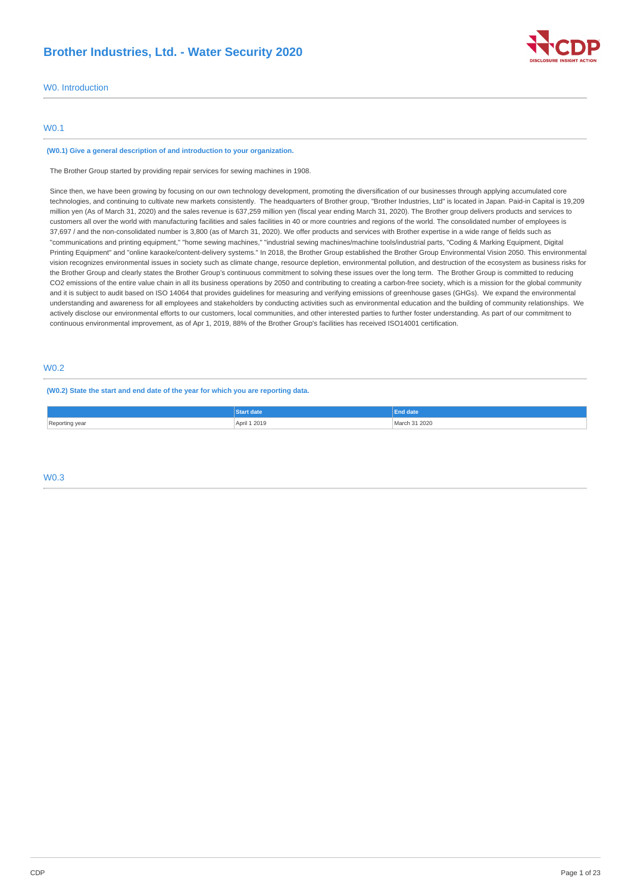# Brother Industries, Ltd. - Water Security 2020

## W0. Introduction

### W0.1

**(W0.1) Give a general description of and introduction to your organization.**

The Brother Group started by providing repair services for sewing machines in 1908.

Since then, we have been growing by focusing on our own technology development, promoting the diversification of our businesses through applying accumulated core technologies, and continuing to cultivate new markets consistently.  The headquarters of Brother group, "Brother Industries, Ltd" is located in Japan. Paid-in Capital is 19,209 million yen (As of March 31, 2020) and the sales revenue is 637,259 million yen (fiscal year ending March 31, 2020). The Brother group delivers products and services to customers all over the world with manufacturing facilities and sales facilities in 40 or more countries and regions of the world. The consolidated number of employees is 37,697 / and the non-consolidated number is 3,800 (as of March 31, 2020). We offer products and services with Brother expertise in a wide range of fields such as "communications and printing equipment," "home sewing machines," "industrial sewing machines/machine tools/industrial parts, "Coding & Marking Equipment, Digital Printing Equipment" and "online karaoke/content-delivery systems." In 2018, the Brother Group established the Brother Group Environmental Vision 2050. This environmental vision recognizes environmental issues in society such as climate change, resource depletion, environmental pollution, and destruction of the ecosystem as business risks for the Brother Group and clearly states the Brother Group's continuous commitment to solving these issues over the long term.  The Brother Group is committed to reducing $CO_2$ emissions of the entire value chain in all its business operations by 2050 and contributing to creating a carbon-free society, which is a mission for the global community and it is subject to audit based on ISO 14064 that provides guidelines for measuring and verifying emissions of greenhouse gases (GHGs).  We expand the environmental understanding and awareness for all employees and stakeholders by conducting activities such as environmental education and the building of community relationships.  We actively disclose our environmental efforts to our customers, local communities, and other interested parties to further foster understanding. As part of our commitment to continuous environmental improvement, as of Apr 1, 2019, 88% of the Brother Group's facilities has received ISO14001 certification.

### W0.2

**(W0.2) State the start and end date of the year for which you are reporting data.**

| | Start date | End date |
|---|---|---|
| Reporting year | April 1 2019 | March 31 2020 |

### W0.3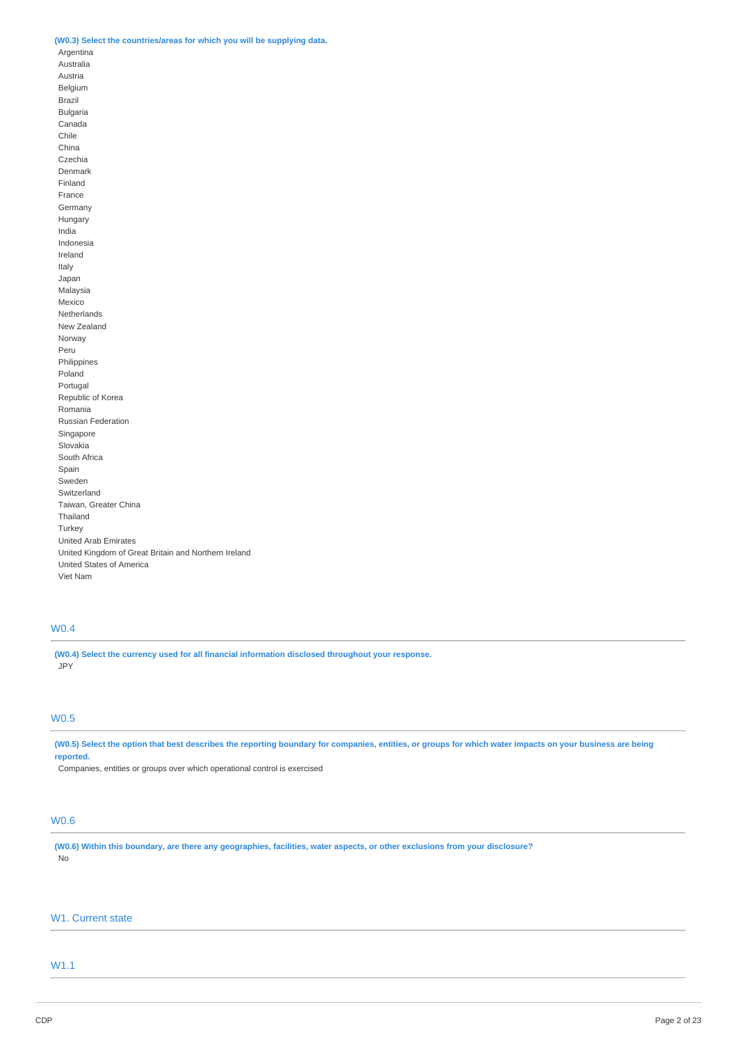**(W0.3) Select the countries/areas for which you will be supplying data.**

Argentina
Australia
Austria
Belgium
Brazil
Bulgaria
Canada
Chile
China
Czechia
Denmark
Finland
France
Germany
Hungary
India
Indonesia
Ireland
Italy
Japan
Malaysia
Mexico
Netherlands
New Zealand
Norway
Peru
Philippines
Poland
Portugal
Republic of Korea
Romania
Russian Federation
Singapore
Slovakia
South Africa
Spain
Sweden
Switzerland
Taiwan, Greater China
Thailand
Turkey
United Arab Emirates
United Kingdom of Great Britain and Northern Ireland
United States of America
Viet Nam

## W0.4

**(W0.4) Select the currency used for all financial information disclosed throughout your response.**

JPY

## W0.5

**(W0.5) Select the option that best describes the reporting boundary for companies, entities, or groups for which water impacts on your business are being reported.**

Companies, entities or groups over which operational control is exercised

## W0.6

**(W0.6) Within this boundary, are there any geographies, facilities, water aspects, or other exclusions from your disclosure?**

No

# W1. Current state

## W1.1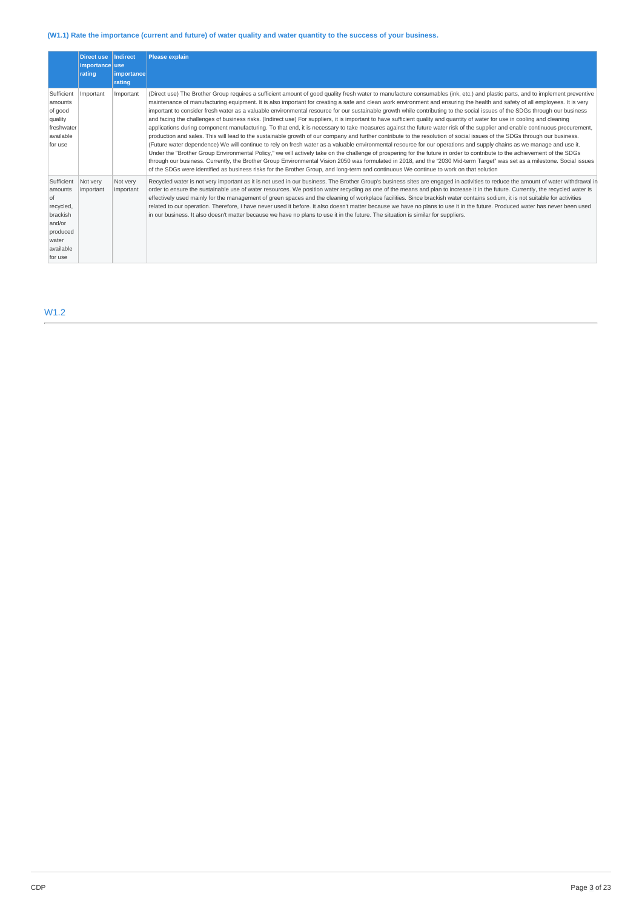### (W1.1) Rate the importance (current and future) of water quality and water quantity to the success of your business.

| | Direct use importance rating | Indirect use importance rating | Please explain |
|---|---|---|---|
| Sufficient amounts of good quality freshwater available for use | Important | Important | (Direct use) The Brother Group requires a sufficient amount of good quality fresh water to manufacture consumables (ink, etc.) and plastic parts, and to implement preventive maintenance of manufacturing equipment. It is also important for creating a safe and clean work environment and ensuring the health and safety of all employees. It is very important to consider fresh water as a valuable environmental resource for our sustainable growth while contributing to the social issues of the SDGs through our business and facing the challenges of business risks. (Indirect use) For suppliers, it is important to have sufficient quality and quantity of water for use in cooling and cleaning applications during component manufacturing. To that end, it is necessary to take measures against the future water risk of the supplier and enable continuous procurement, production and sales. This will lead to the sustainable growth of our company and further contribute to the resolution of social issues of the SDGs through our business. (Future water dependence) We will continue to rely on fresh water as a valuable environmental resource for our operations and supply chains as we manage and use it. Under the "Brother Group Environmental Policy," we will actively take on the challenge of prospering for the future in order to contribute to the achievement of the SDGs through our business. Currently, the Brother Group Environmental Vision 2050 was formulated in 2018, and the "2030 Mid-term Target" was set as a milestone. Social issues of the SDGs were identified as business risks for the Brother Group, and long-term and continuous We continue to work on that solution |
| Sufficient amounts of recycled, brackish and/or produced water available for use | Not very important | Not very important | Recycled water is not very important as it is not used in our business. The Brother Group's business sites are engaged in activities to reduce the amount of water withdrawal in order to ensure the sustainable use of water resources. We position water recycling as one of the means and plan to increase it in the future. Currently, the recycled water is effectively used mainly for the management of green spaces and the cleaning of workplace facilities. Since brackish water contains sodium, it is not suitable for activities related to our operation. Therefore, I have never used it before. It also doesn't matter because we have no plans to use it in the future. Produced water has never been used in our business. It also doesn't matter because we have no plans to use it in the future. The situation is similar for suppliers. |

## W1.2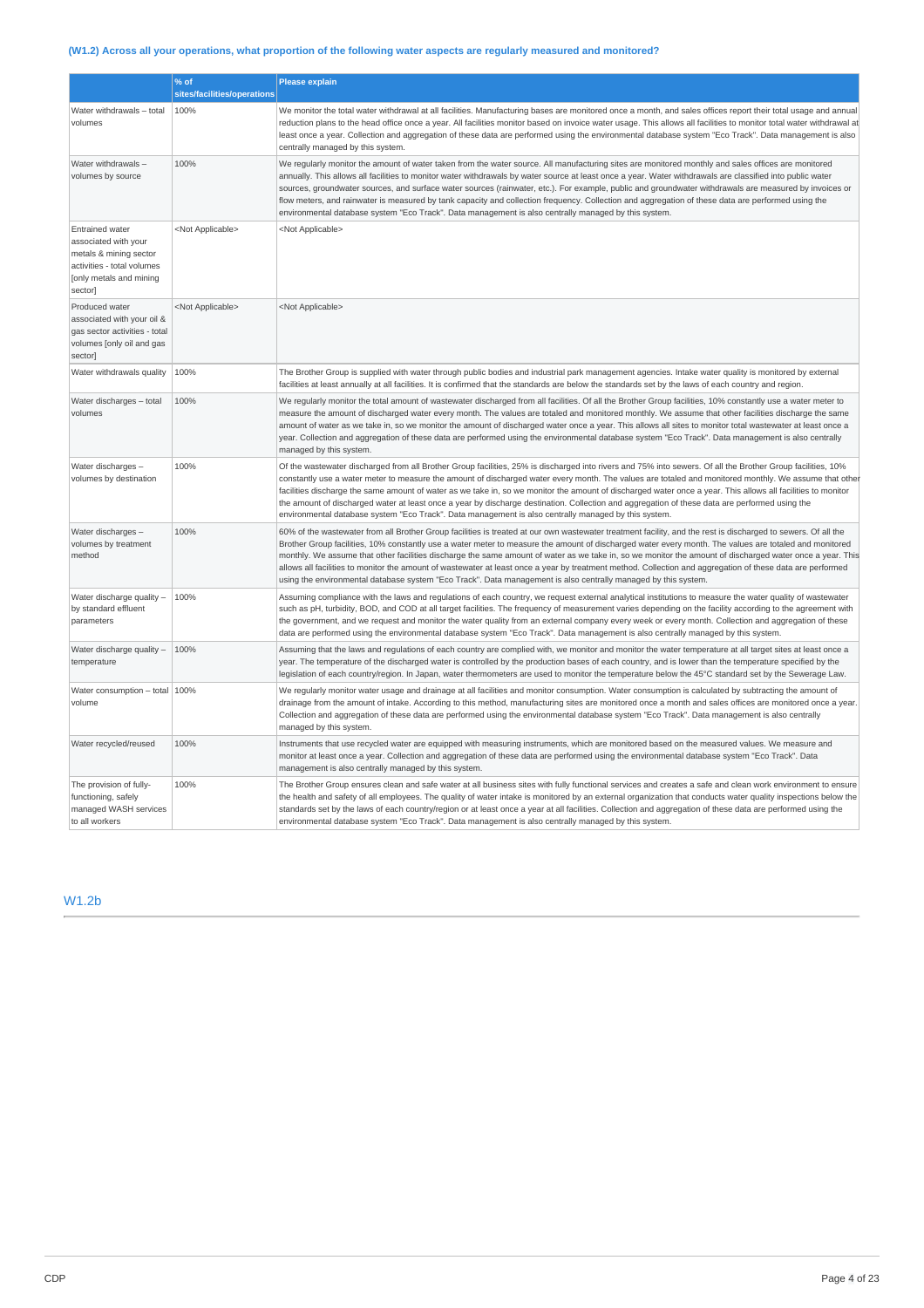### (W1.2) Across all your operations, what proportion of the following water aspects are regularly measured and monitored?

| | % of sites/facilities/operations | Please explain |
|---|---|---|
| Water withdrawals – total volumes | 100% | We monitor the total water withdrawal at all facilities. Manufacturing bases are monitored once a month, and sales offices report their total usage and annual reduction plans to the head office once a year. All facilities monitor based on invoice water usage. This allows all facilities to monitor total water withdrawal at least once a year. Collection and aggregation of these data are performed using the environmental database system "Eco Track". Data management is also centrally managed by this system. |
| Water withdrawals – volumes by source | 100% | We regularly monitor the amount of water taken from the water source. All manufacturing sites are monitored monthly and sales offices are monitored annually. This allows all facilities to monitor water withdrawals by water source at least once a year. Water withdrawals are classified into public water sources, groundwater sources, and surface water sources (rainwater, etc.). For example, public and groundwater withdrawals are measured by invoices or flow meters, and rainwater is measured by tank capacity and collection frequency. Collection and aggregation of these data are performed using the environmental database system "Eco Track". Data management is also centrally managed by this system. |
| Entrained water associated with your metals & mining sector activities - total volumes [only metals and mining sector] | <Not Applicable> | <Not Applicable> |
| Produced water associated with your oil & gas sector activities - total volumes [only oil and gas sector] | <Not Applicable> | <Not Applicable> |
| Water withdrawals quality | 100% | The Brother Group is supplied with water through public bodies and industrial park management agencies. Intake water quality is monitored by external facilities at least annually at all facilities. It is confirmed that the standards are below the standards set by the laws of each country and region. |
| Water discharges – total volumes | 100% | We regularly monitor the total amount of wastewater discharged from all facilities. Of all the Brother Group facilities, 10% constantly use a water meter to measure the amount of discharged water every month. The values are totaled and monitored monthly. We assume that other facilities discharge the same amount of water as we take in, so we monitor the amount of discharged water once a year. This allows all sites to monitor total wastewater at least once a year. Collection and aggregation of these data are performed using the environmental database system "Eco Track". Data management is also centrally managed by this system. |
| Water discharges – volumes by destination | 100% | Of the wastewater discharged from all Brother Group facilities, 25% is discharged into rivers and 75% into sewers. Of all the Brother Group facilities, 10% constantly use a water meter to measure the amount of discharged water every month. The values are totaled and monitored monthly. We assume that other facilities discharge the same amount of water as we take in, so we monitor the amount of discharged water once a year. This allows all facilities to monitor the amount of discharged water at least once a year by discharge destination. Collection and aggregation of these data are performed using the environmental database system "Eco Track". Data management is also centrally managed by this system. |
| Water discharges – volumes by treatment method | 100% | 60% of the wastewater from all Brother Group facilities is treated at our own wastewater treatment facility, and the rest is discharged to sewers. Of all the Brother Group facilities, 10% constantly use a water meter to measure the amount of discharged water every month. The values are totaled and monitored monthly. We assume that other facilities discharge the same amount of water as we take in, so we monitor the amount of discharged water once a year. This allows all facilities to monitor the amount of wastewater at least once a year by treatment method. Collection and aggregation of these data are performed using the environmental database system "Eco Track". Data management is also centrally managed by this system. |
| Water discharge quality – by standard effluent parameters | 100% | Assuming compliance with the laws and regulations of each country, we request external analytical institutions to measure the water quality of wastewater such as pH, turbidity, BOD, and COD at all target facilities. The frequency of measurement varies depending on the facility according to the agreement with the government, and we request and monitor the water quality from an external company every week or every month. Collection and aggregation of these data are performed using the environmental database system "Eco Track". Data management is also centrally managed by this system. |
| Water discharge quality – temperature | 100% | Assuming that the laws and regulations of each country are complied with, we monitor and monitor the water temperature at all target sites at least once a year. The temperature of the discharged water is controlled by the production bases of each country, and is lower than the temperature specified by the legislation of each country/region. In Japan, water thermometers are used to monitor the temperature below the 45°C standard set by the Sewerage Law. |
| Water consumption – total volume | 100% | We regularly monitor water usage and drainage at all facilities and monitor consumption. Water consumption is calculated by subtracting the amount of drainage from the amount of intake. According to this method, manufacturing sites are monitored once a month and sales offices are monitored once a year. Collection and aggregation of these data are performed using the environmental database system "Eco Track". Data management is also centrally managed by this system. |
| Water recycled/reused | 100% | Instruments that use recycled water are equipped with measuring instruments, which are monitored based on the measured values. We measure and monitor at least once a year. Collection and aggregation of these data are performed using the environmental database system "Eco Track". Data management is also centrally managed by this system. |
| The provision of fully-functioning, safely managed WASH services to all workers | 100% | The Brother Group ensures clean and safe water at all business sites with fully functional services and creates a safe and clean work environment to ensure the health and safety of all employees. The quality of water intake is monitored by an external organization that conducts water quality inspections below the standards set by the laws of each country/region or at least once a year at all facilities. Collection and aggregation of these data are performed using the environmental database system "Eco Track". Data management is also centrally managed by this system. |

## W1.2b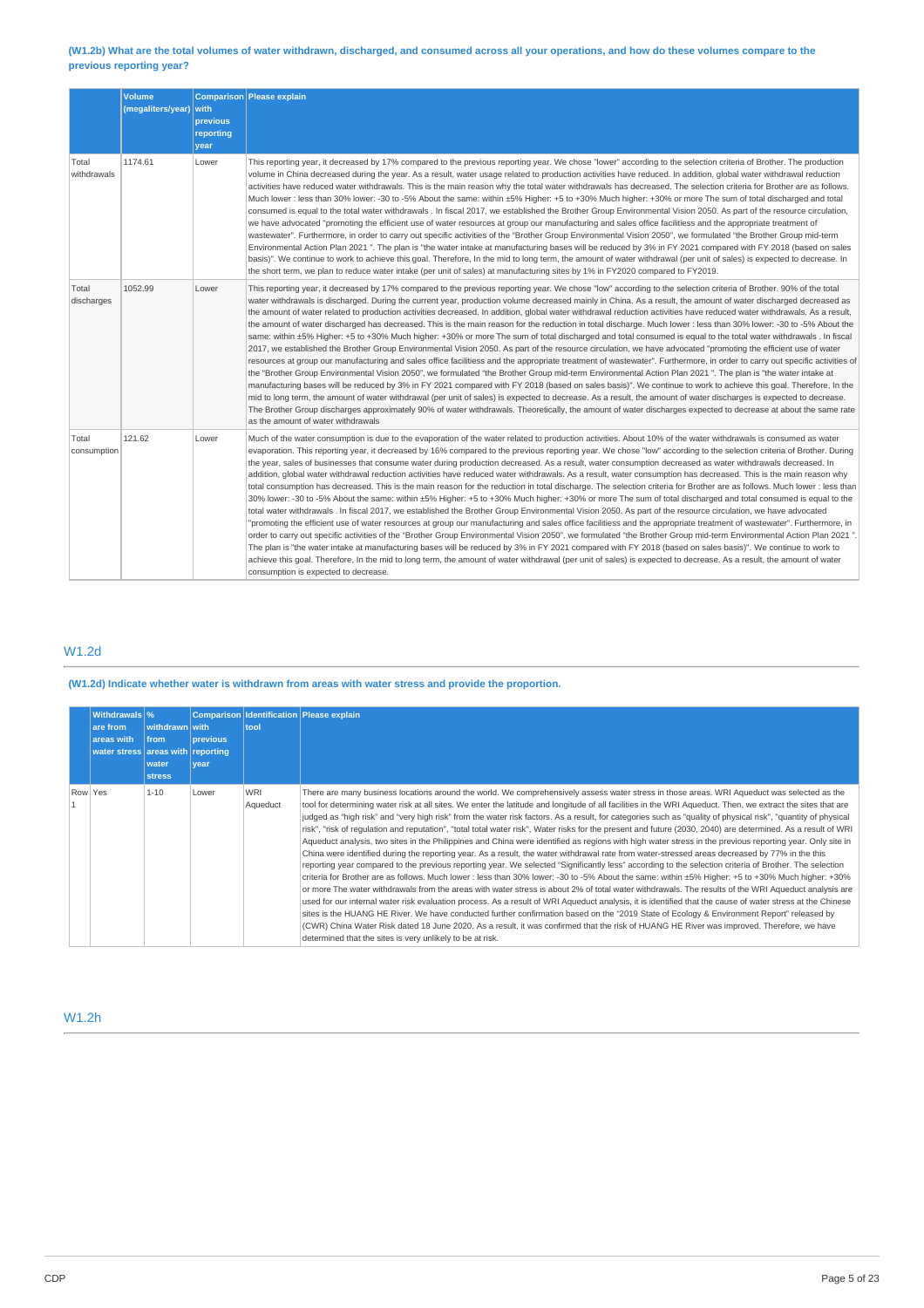**(W1.2b) What are the total volumes of water withdrawn, discharged, and consumed across all your operations, and how do these volumes compare to the previous reporting year?**

| | Volume (megaliters/year) | Comparison with previous reporting year | Please explain |
|---|---|---|---|
| Total withdrawals | 1174.61 | Lower | This reporting year, it decreased by 17% compared to the previous reporting year. We chose "lower" according to the selection criteria of Brother. The production volume in China decreased during the year. As a result, water usage related to production activities have reduced. In addition, global water withdrawal reduction activities have reduced water withdrawals. This is the main reason why the total water withdrawals has decreased. The selection criteria for Brother are as follows. Much lower : less than 30% lower: -30 to -5% About the same: within ±5% Higher: +5 to +30% Much higher: +30% or more The sum of total discharged and total consumed is equal to the total water withdrawals . In fiscal 2017, we established the Brother Group Environmental Vision 2050. As part of the resource circulation, we have advocated "promoting the efficient use of water resources at group our manufacturing and sales office facilitiess and the appropriate treatment of wastewater". Furthermore, in order to carry out specific activities of the "Brother Group Environmental Vision 2050", we formulated "the Brother Group mid-term Environmental Action Plan 2021 ". The plan is "the water intake at manufacturing bases will be reduced by 3% in FY 2021 compared with FY 2018 (based on sales basis)". We continue to work to achieve this goal. Therefore, In the mid to long term, the amount of water withdrawal (per unit of sales) is expected to decrease. In the short term, we plan to reduce water intake (per unit of sales) at manufacturing sites by 1% in FY2020 compared to FY2019. |
| Total discharges | 1052.99 | Lower | This reporting year, it decreased by 17% compared to the previous reporting year. We chose "low" according to the selection criteria of Brother. 90% of the total water withdrawals is discharged. During the current year, production volume decreased mainly in China. As a result, the amount of water discharged decreased as the amount of water related to production activities decreased. In addition, global water withdrawal reduction activities have reduced water withdrawals. As a result, the amount of water discharged has decreased. This is the main reason for the reduction in total discharge. Much lower : less than 30% lower: -30 to -5% About the same: within ±5% Higher: +5 to +30% Much higher: +30% or more The sum of total discharged and total consumed is equal to the total water withdrawals . In fiscal 2017, we established the Brother Group Environmental Vision 2050. As part of the resource circulation, we have advocated "promoting the efficient use of water resources at group our manufacturing and sales office facilitiess and the appropriate treatment of wastewater". Furthermore, in order to carry out specific activities of the "Brother Group Environmental Vision 2050", we formulated "the Brother Group mid-term Environmental Action Plan 2021 ". The plan is "the water intake at manufacturing bases will be reduced by 3% in FY 2021 compared with FY 2018 (based on sales basis)". We continue to work to achieve this goal. Therefore, In the mid to long term, the amount of water withdrawal (per unit of sales) is expected to decrease. As a result, the amount of water discharges is expected to decrease. The Brother Group discharges approximately 90% of water withdrawals. Theoretically, the amount of water discharges expected to decrease at about the same rate as the amount of water withdrawals |
| Total consumption | 121.62 | Lower | Much of the water consumption is due to the evaporation of the water related to production activities. About 10% of the water withdrawals is consumed as water evaporation. This reporting year, it decreased by 16% compared to the previous reporting year. We chose "low" according to the selection criteria of Brother. During the year, sales of businesses that consume water during production decreased. As a result, water consumption decreased as water withdrawals decreased. In addition, global water withdrawal reduction activities have reduced water withdrawals. As a result, water consumption has decreased. This is the main reason why total consumption has decreased. This is the main reason for the reduction in total discharge. The selection criteria for Brother are as follows. Much lower : less than 30% lower: -30 to -5% About the same: within ±5% Higher: +5 to +30% Much higher: +30% or more The sum of total discharged and total consumed is equal to the total water withdrawals . In fiscal 2017, we established the Brother Group Environmental Vision 2050. As part of the resource circulation, we have advocated "promoting the efficient use of water resources at group our manufacturing and sales office facilitiess and the appropriate treatment of wastewater". Furthermore, in order to carry out specific activities of the "Brother Group Environmental Vision 2050", we formulated "the Brother Group mid-term Environmental Action Plan 2021 ". The plan is "the water intake at manufacturing bases will be reduced by 3% in FY 2021 compared with FY 2018 (based on sales basis)". We continue to work to achieve this goal. Therefore, In the mid to long term, the amount of water withdrawal (per unit of sales) is expected to decrease. As a result, the amount of water consumption is expected to decrease. |

## W1.2d

**(W1.2d) Indicate whether water is withdrawn from areas with water stress and provide the proportion.**

| | Withdrawals are from areas with water stress | % withdrawn from areas with water stress | Comparison with previous reporting year | Identification tool | Please explain |
|---|---|---|---|---|---|
| Row 1 | Yes | 1-10 | Lower | WRI Aqueduct | There are many business locations around the world. We comprehensively assess water stress in those areas. WRI Aqueduct was selected as the tool for determining water risk at all sites. We enter the latitude and longitude of all facilities in the WRI Aqueduct. Then, we extract the sites that are judged as "high risk" and "very high risk" from the water risk factors. As a result, for categories such as "quality of physical risk", "quantity of physical risk", "risk of regulation and reputation", "total total water risk", Water risks for the present and future (2030, 2040) are determined. As a result of WRI Aqueduct analysis, two sites in the Philippines and China were identified as regions with high water stress in the previous reporting year. Only site in China were identified during the reporting year. As a result, the water withdrawal rate from water-stressed areas decreased by 77% in the this reporting year compared to the previous reporting year. We selected "Significantly less" according to the selection criteria of Brother. The selection criteria for Brother are as follows. Much lower : less than 30% lower: -30 to -5% About the same: within ±5% Higher: +5 to +30% Much higher: +30% or more The water withdrawals from the areas with water stress is about 2% of total water withdrawals. The results of the WRI Aqueduct analysis are used for our internal water risk evaluation process. As a result of WRI Aqueduct analysis, it is identified that the cause of water stress at the Chinese sites is the HUANG HE River. We have conducted further confirmation based on the "2019 State of Ecology & Environment Report" released by (CWR) China Water Risk dated 18 June 2020. As a result, it was confirmed that the risk of HUANG HE River was improved. Therefore, we have determined that the sites is very unlikely to be at risk. |

## W1.2h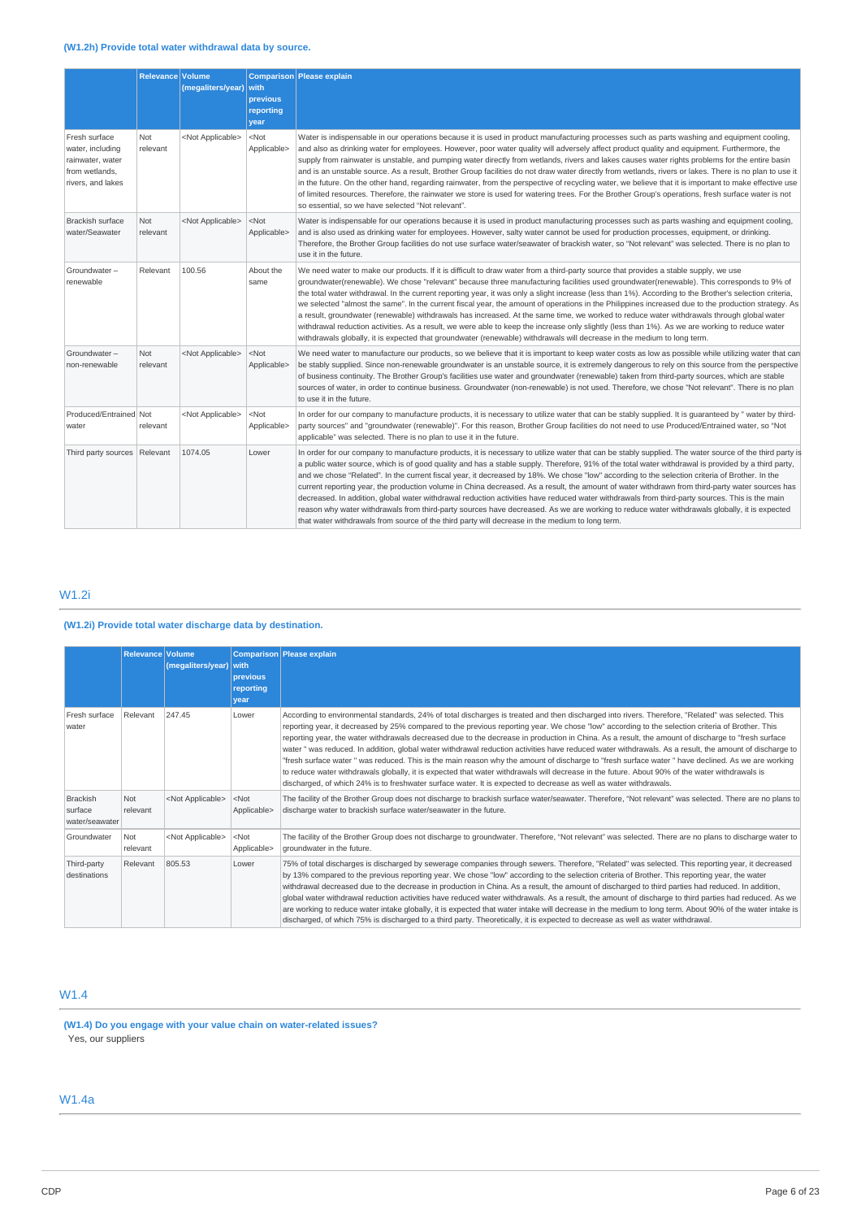**(W1.2h) Provide total water withdrawal data by source.**

| | Relevance | Volume (megaliters/year) | Comparison with previous reporting year | Please explain |
|---|---|---|---|---|
| Fresh surface water, including rainwater, water from wetlands, rivers, and lakes | Not relevant | <Not Applicable> | <Not Applicable> | Water is indispensable in our operations because it is used in product manufacturing processes such as parts washing and equipment cooling, and also as drinking water for employees. However, poor water quality will adversely affect product quality and equipment. Furthermore, the supply from rainwater is unstable, and pumping water directly from wetlands, rivers and lakes causes water rights problems for the entire basin and is an unstable source. As a result, Brother Group facilities do not draw water directly from wetlands, rivers or lakes. There is no plan to use it in the future. On the other hand, regarding rainwater, from the perspective of recycling water, we believe that it is important to make effective use of limited resources. Therefore, the rainwater we store is used for watering trees. For the Brother Group's operations, fresh surface water is not so essential, so we have selected "Not relevant". |
| Brackish surface water/Seawater | Not relevant | <Not Applicable> | <Not Applicable> | Water is indispensable for our operations because it is used in product manufacturing processes such as parts washing and equipment cooling, and is also used as drinking water for employees. However, salty water cannot be used for production processes, equipment, or drinking. Therefore, the Brother Group facilities do not use surface water/seawater of brackish water, so "Not relevant" was selected. There is no plan to use it in the future. |
| Groundwater – renewable | Relevant | 100.56 | About the same | We need water to make our products. If it is difficult to draw water from a third-party source that provides a stable supply, we use groundwater(renewable). We chose "relevant" because three manufacturing facilities used groundwater(renewable). This corresponds to 9% of the total water withdrawal. In the current reporting year, it was only a slight increase (less than 1%). According to the Brother's selection criteria, we selected "almost the same". In the current fiscal year, the amount of operations in the Philippines increased due to the production strategy. As a result, groundwater (renewable) withdrawals has increased. At the same time, we worked to reduce water withdrawals through global water withdrawal reduction activities. As a result, we were able to keep the increase only slightly (less than 1%). As we are working to reduce water withdrawals globally, it is expected that groundwater (renewable) withdrawals will decrease in the medium to long term. |
| Groundwater – non-renewable | Not relevant | <Not Applicable> | <Not Applicable> | We need water to manufacture our products, so we believe that it is important to keep water costs as low as possible while utilizing water that can be stably supplied. Since non-renewable groundwater is an unstable source, it is extremely dangerous to rely on this source from the perspective of business continuity. The Brother Group's facilities use water and groundwater (renewable) taken from third-party sources, which are stable sources of water, in order to continue business. Groundwater (non-renewable) is not used. Therefore, we chose "Not relevant". There is no plan to use it in the future. |
| Produced/Entrained water | Not relevant | <Not Applicable> | <Not Applicable> | In order for our company to manufacture products, it is necessary to utilize water that can be stably supplied. It is guaranteed by " water by third-party sources" and "groundwater (renewable)". For this reason, Brother Group facilities do not need to use Produced/Entrained water, so "Not applicable" was selected. There is no plan to use it in the future. |
| Third party sources | Relevant | 1074.05 | Lower | In order for our company to manufacture products, it is necessary to utilize water that can be stably supplied. The water source of the third party is a public water source, which is of good quality and has a stable supply. Therefore, 91% of the total water withdrawal is provided by a third party, and we chose "Related". In the current fiscal year, it decreased by 18%. We chose "low" according to the selection criteria of Brother. In the current reporting year, the production volume in China decreased. As a result, the amount of water withdrawn from third-party water sources has decreased. In addition, global water withdrawal reduction activities have reduced water withdrawals from third-party sources. This is the main reason why water withdrawals from third-party sources have decreased. As we are working to reduce water withdrawals globally, it is expected that water withdrawals from source of the third party will decrease in the medium to long term. |

## W1.2i

**(W1.2i) Provide total water discharge data by destination.**

| | Relevance | Volume (megaliters/year) | Comparison with previous reporting year | Please explain |
|---|---|---|---|---|
| Fresh surface water | Relevant | 247.45 | Lower | According to environmental standards, 24% of total discharges is treated and then discharged into rivers. Therefore, "Related" was selected. This reporting year, it decreased by 25% compared to the previous reporting year. We chose "low" according to the selection criteria of Brother. This reporting year, the water withdrawals decreased due to the decrease in production in China. As a result, the amount of discharge to "fresh surface water " was reduced. In addition, global water withdrawal reduction activities have reduced water withdrawals. As a result, the amount of discharge to "fresh surface water " was reduced. This is the main reason why the amount of discharge to "fresh surface water " have declined. As we are working to reduce water withdrawals globally, it is expected that water withdrawals will decrease in the future. About 90% of the water withdrawals is discharged, of which 24% is to freshwater surface water. It is expected to decrease as well as water withdrawals. |
| Brackish surface water/seawater | Not relevant | <Not Applicable> | <Not Applicable> | The facility of the Brother Group does not discharge to brackish surface water/seawater. Therefore, "Not relevant" was selected. There are no plans to discharge water to brackish surface water/seawater in the future. |
| Groundwater | Not relevant | <Not Applicable> | <Not Applicable> | The facility of the Brother Group does not discharge to groundwater. Therefore, "Not relevant" was selected. There are no plans to discharge water to groundwater in the future. |
| Third-party destinations | Relevant | 805.53 | Lower | 75% of total discharges is discharged by sewerage companies through sewers. Therefore, "Related" was selected. This reporting year, it decreased by 13% compared to the previous reporting year. We chose "low" according to the selection criteria of Brother. This reporting year, the water withdrawal decreased due to the decrease in production in China. As a result, the amount of discharged to third parties had reduced. In addition, global water withdrawal reduction activities have reduced water withdrawals. As a result, the amount of discharge to third parties had reduced. As we are working to reduce water intake globally, it is expected that water intake will decrease in the medium to long term. About 90% of the water intake is discharged, of which 75% is discharged to a third party. Theoretically, it is expected to decrease as well as water withdrawal. |

## W1.4

**(W1.4) Do you engage with your value chain on water-related issues?**

Yes, our suppliers

## W1.4a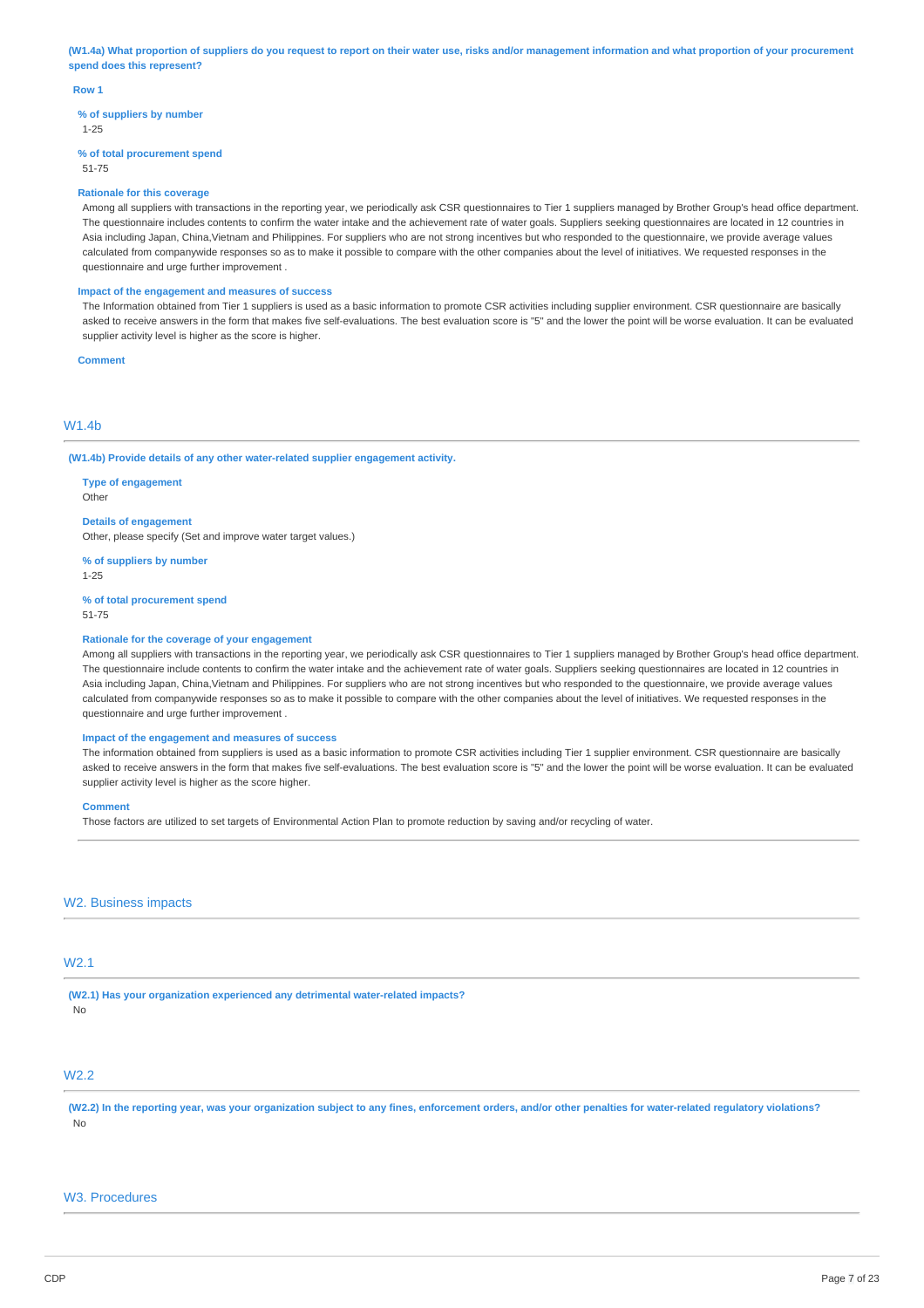**(W1.4a) What proportion of suppliers do you request to report on their water use, risks and/or management information and what proportion of your procurement spend does this represent?**

**Row 1**

**% of suppliers by number**
1-25

**% of total procurement spend**
51-75

**Rationale for this coverage**
Among all suppliers with transactions in the reporting year, we periodically ask CSR questionnaires to Tier 1 suppliers managed by Brother Group's head office department. The questionnaire includes contents to confirm the water intake and the achievement rate of water goals. Suppliers seeking questionnaires are located in 12 countries in Asia including Japan, China,Vietnam and Philippines. For suppliers who are not strong incentives but who responded to the questionnaire, we provide average values calculated from companywide responses so as to make it possible to compare with the other companies about the level of initiatives. We requested responses in the questionnaire and urge further improvement .

**Impact of the engagement and measures of success**
The Information obtained from Tier 1 suppliers is used as a basic information to promote CSR activities including supplier environment. CSR questionnaire are basically asked to receive answers in the form that makes five self-evaluations. The best evaluation score is "5" and the lower the point will be worse evaluation. It can be evaluated supplier activity level is higher as the score is higher.

**Comment**

## W1.4b

**(W1.4b) Provide details of any other water-related supplier engagement activity.**

**Type of engagement**
Other

**Details of engagement**
Other, please specify (Set and improve water target values.)

**% of suppliers by number**
1-25

**% of total procurement spend**
51-75

**Rationale for the coverage of your engagement**
Among all suppliers with transactions in the reporting year, we periodically ask CSR questionnaires to Tier 1 suppliers managed by Brother Group's head office department. The questionnaire include contents to confirm the water intake and the achievement rate of water goals. Suppliers seeking questionnaires are located in 12 countries in Asia including Japan, China,Vietnam and Philippines. For suppliers who are not strong incentives but who responded to the questionnaire, we provide average values calculated from companywide responses so as to make it possible to compare with the other companies about the level of initiatives. We requested responses in the questionnaire and urge further improvement .

**Impact of the engagement and measures of success**
The information obtained from suppliers is used as a basic information to promote CSR activities including Tier 1 supplier environment. CSR questionnaire are basically asked to receive answers in the form that makes five self-evaluations. The best evaluation score is "5" and the lower the point will be worse evaluation. It can be evaluated supplier activity level is higher as the score higher.

**Comment**
Those factors are utilized to set targets of Environmental Action Plan to promote reduction by saving and/or recycling of water.

# W2. Business impacts

## W2.1

**(W2.1) Has your organization experienced any detrimental water-related impacts?**
No

## W2.2

**(W2.2) In the reporting year, was your organization subject to any fines, enforcement orders, and/or other penalties for water-related regulatory violations?**
No

# W3. Procedures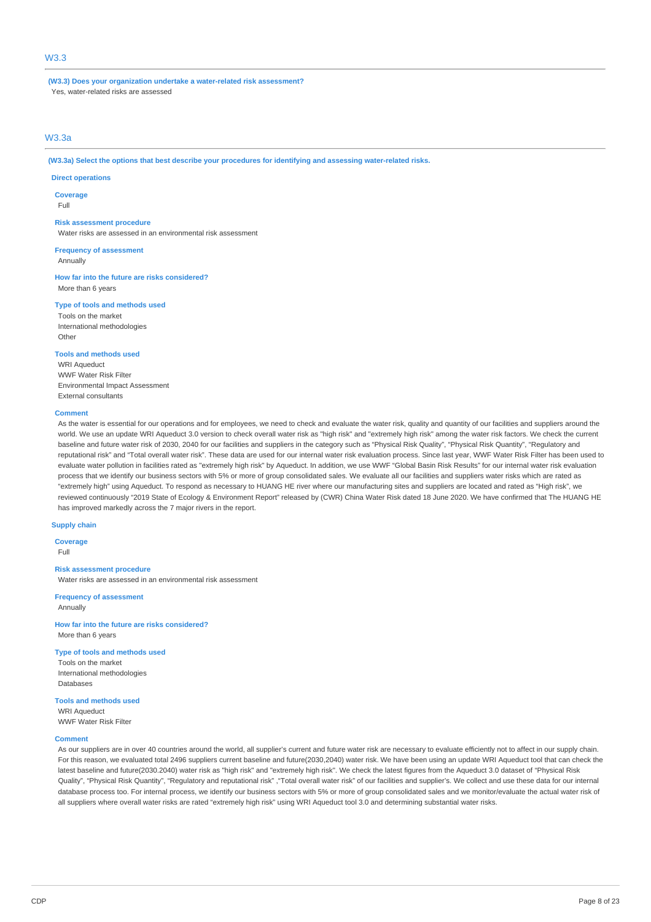## W3.3

**(W3.3) Does your organization undertake a water-related risk assessment?**

Yes, water-related risks are assessed

## W3.3a

**(W3.3a) Select the options that best describe your procedures for identifying and assessing water-related risks.**

### Direct operations

**Coverage**

Full

**Risk assessment procedure**

Water risks are assessed in an environmental risk assessment

**Frequency of assessment**

Annually

**How far into the future are risks considered?**

More than 6 years

**Type of tools and methods used**

Tools on the market
International methodologies
Other

**Tools and methods used**

WRI Aqueduct
WWF Water Risk Filter
Environmental Impact Assessment
External consultants

**Comment**

As the water is essential for our operations and for employees, we need to check and evaluate the water risk, quality and quantity of our facilities and suppliers around the world. We use an update WRI Aqueduct 3.0 version to check overall water risk as "high risk" and "extremely high risk" among the water risk factors. We check the current baseline and future water risk of 2030, 2040 for our facilities and suppliers in the category such as "Physical Risk Quality", "Physical Risk Quantity", "Regulatory and reputational risk" and "Total overall water risk". These data are used for our internal water risk evaluation process. Since last year, WWF Water Risk Filter has been used to evaluate water pollution in facilities rated as "extremely high risk" by Aqueduct. In addition, we use WWF "Global Basin Risk Results" for our internal water risk evaluation process that we identify our business sectors with 5% or more of group consolidated sales. We evaluate all our facilities and suppliers water risks which are rated as "extremely high" using Aqueduct. To respond as necessary to HUANG HE river where our manufacturing sites and suppliers are located and rated as "High risk", we reviewed continuously "2019 State of Ecology & Environment Report" released by (CWR) China Water Risk dated 18 June 2020. We have confirmed that The HUANG HE has improved markedly across the 7 major rivers in the report.

### Supply chain

**Coverage**

Full

**Risk assessment procedure**

Water risks are assessed in an environmental risk assessment

**Frequency of assessment**

Annually

**How far into the future are risks considered?**

More than 6 years

**Type of tools and methods used**

Tools on the market
International methodologies
Databases

**Tools and methods used**

WRI Aqueduct
WWF Water Risk Filter

**Comment**

As our suppliers are in over 40 countries around the world, all supplier's current and future water risk are necessary to evaluate efficiently not to affect in our supply chain. For this reason, we evaluated total 2496 suppliers current baseline and future(2030,2040) water risk. We have been using an update WRI Aqueduct tool that can check the latest baseline and future(2030.2040) water risk as "high risk" and "extremely high risk". We check the latest figures from the Aqueduct 3.0 dataset of "Physical Risk Quality", "Physical Risk Quantity", "Regulatory and reputational risk" ,"Total overall water risk" of our facilities and supplier's. We collect and use these data for our internal database process too. For internal process, we identify our business sectors with 5% or more of group consolidated sales and we monitor/evaluate the actual water risk of all suppliers where overall water risks are rated "extremely high risk" using WRI Aqueduct tool 3.0 and determining substantial water risks.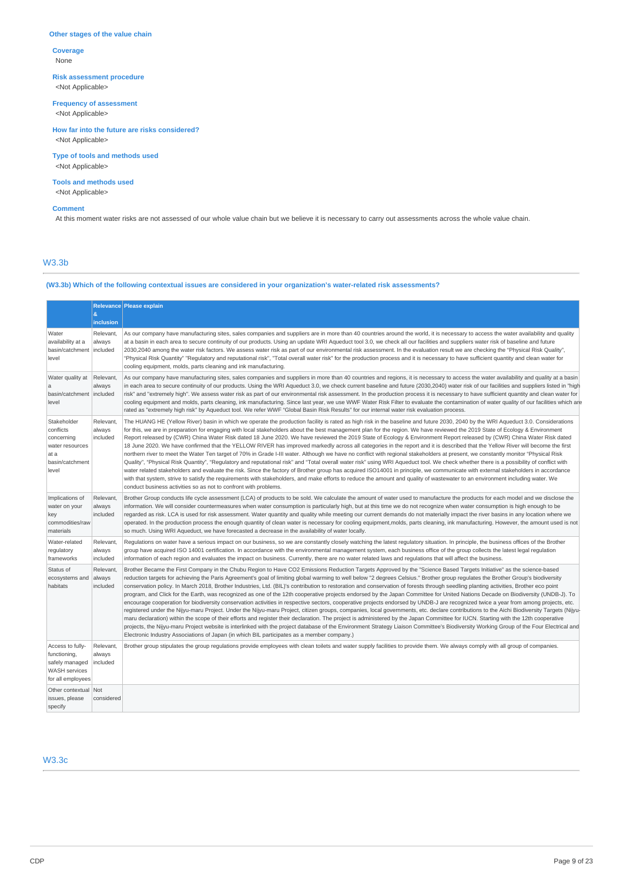### Other stages of the value chain

**Coverage**
None

**Risk assessment procedure**
<Not Applicable>

**Frequency of assessment**
<Not Applicable>

**How far into the future are risks considered?**
<Not Applicable>

**Type of tools and methods used**
<Not Applicable>

**Tools and methods used**
<Not Applicable>

**Comment**
At this moment water risks are not assessed of our whole value chain but we believe it is necessary to carry out assessments across the whole value chain.

## W3.3b

**(W3.3b) Which of the following contextual issues are considered in your organization's water-related risk assessments?**

| | Relevance & inclusion | Please explain |
|---|---|---|
| Water availability at a basin/catchment level | Relevant, always included | As our company have manufacturing sites, sales companies and suppliers are in more than 40 countries around the world, it is necessary to access the water availability and quality at a basin in each area to secure continuity of our products. Using an update WRI Aqueduct tool 3.0, we check all our facilities and suppliers water risk of baseline and future 2030,2040 among the water risk factors. We assess water risk as part of our environmental risk assessment. In the evaluation result we are checking the "Physical Risk Quality", "Physical Risk Quantity" "Regulatory and reputational risk", "Total overall water risk" for the production process and it is necessary to have sufficient quantity and clean water for cooling equipment, molds, parts cleaning and ink manufacturing. |
| Water quality at a basin/catchment level | Relevant, always included | As our company have manufacturing sites, sales companies and suppliers are in more than 40 countries and regions, it is necessary to access the water availability and quality at a basin in each area to secure continuity of our products. Using the WRI Aqueduct 3.0, we check current baseline and future (2030,2040) water risk of our facilities and suppliers listed in "high risk" and "extremely high". We assess water risk as part of our environmental risk assessment. In the production process it is necessary to have sufficient quantity and clean water for cooling equipment and molds, parts cleaning, ink manufacturing. Since last year, we use WWF Water Risk Filter to evaluate the contamination of water quality of our facilities which are rated as "extremely high risk" by Aqueduct tool. We refer WWF "Global Basin Risk Results" for our internal water risk evaluation process. |
| Stakeholder conflicts concerning water resources at a basin/catchment level | Relevant, always included | The HUANG HE (Yellow River) basin in which we operate the production facility is rated as high risk in the baseline and future 2030, 2040 by the WRI Aqueduct 3.0. Considerations for this, we are in preparation for engaging with local stakeholders about the best management plan for the region. We have reviewed the 2019 State of Ecology & Environment Report released by (CWR) China Water Risk dated 18 June 2020. We have reviewed the 2019 State of Ecology & Environment Report released by (CWR) China Water Risk dated 18 June 2020. We have confirmed that the YELLOW RIVER has improved markedly across all categories in the report and it is described that the Yellow River will become the first northern river to meet the Water Ten target of 70% in Grade I-III water. Although we have no conflict with regional stakeholders at present, we constantly monitor "Physical Risk Quality", "Physical Risk Quantity", "Regulatory and reputational risk" and "Total overall water risk" using WRI Aqueduct tool. We check whether there is a possibility of conflict with water related stakeholders and evaluate the risk. Since the factory of Brother group has acquired ISO14001 in principle, we communicate with external stakeholders in accordance with that system, strive to satisfy the requirements with stakeholders, and make efforts to reduce the amount and quality of wastewater to an environment including water. We conduct business activities so as not to confront with problems. |
| Implications of water on your key commodities/raw materials | Relevant, always included | Brother Group conducts life cycle assessment (LCA) of products to be sold. We calculate the amount of water used to manufacture the products for each model and we disclose the information. We will consider countermeasures when water consumption is particularly high, but at this time we do not recognize when water consumption is high enough to be regarded as risk. LCA is used for risk assessment. Water quantity and quality while meeting our current demands do not materially impact the river basins in any location where we operated. In the production process the enough quantity of clean water is necessary for cooling equipment,molds, parts cleaning, ink manufacturing. However, the amount used is not so much. Using WRI Aqueduct, we have forecasted a decrease in the availability of water locally. |
| Water-related regulatory frameworks | Relevant, always included | Regulations on water have a serious impact on our business, so we are constantly closely watching the latest regulatory situation. In principle, the business offices of the Brother group have acquired ISO 14001 certification. In accordance with the environmental management system, each business office of the group collects the latest legal regulation information of each region and evaluates the impact on business. Currently, there are no water related laws and regulations that will affect the business. |
| Status of ecosystems and habitats | Relevant, always included | Brother Became the First Company in the Chubu Region to Have CO2 Emissions Reduction Targets Approved by the "Science Based Targets Initiative" as the science-based reduction targets for achieving the Paris Agreement's goal of limiting global warming to well below "2 degrees Celsius." Brother group regulates the Brother Group's biodiversity conservation policy. In March 2018, Brother Industries, Ltd. (BIL)'s contribution to restoration and conservation of forests through seedling planting activities, Brother eco point program, and Click for the Earth, was recognized as one of the 12th cooperative projects endorsed by the Japan Committee for United Nations Decade on Biodiversity (UNDB-J). To encourage cooperation for biodiversity conservation activities in respective sectors, cooperative projects endorsed by UNDB-J are recognized twice a year from among projects, etc. registered under the Nijyu-maru Project. Under the Nijyu-maru Project, citizen groups, companies, local governments, etc. declare contributions to the Aichi Biodiversity Targets (Nijyu-maru declaration) within the scope of their efforts and register their declaration. The project is administered by the Japan Committee for IUCN. Starting with the 12th cooperative projects, the Nijyu-maru Project website is interlinked with the project database of the Environment Strategy Liaison Committee's Biodiversity Working Group of the Four Electrical and Electronic Industry Associations of Japan (in which BIL participates as a member company.) |
| Access to fully-functioning, safely managed WASH services for all employees | Relevant, always included | Brother group stipulates the group regulations provide employees with clean toilets and water supply facilities to provide them. We always comply with all group of companies. |
| Other contextual issues, please specify | Not considered | |

## W3.3c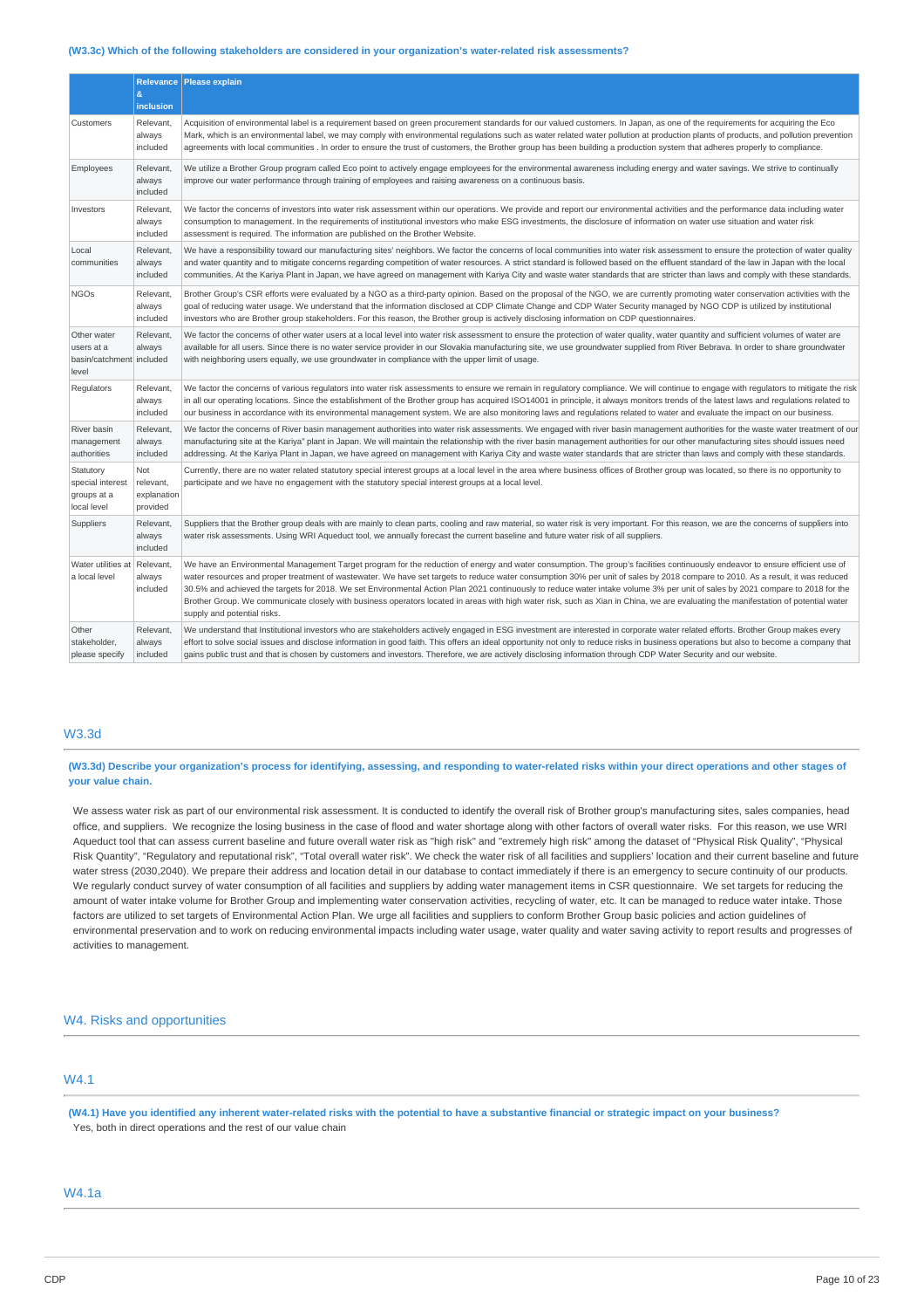**(W3.3c) Which of the following stakeholders are considered in your organization's water-related risk assessments?**

| | Relevance & inclusion | Please explain |
|---|---|---|
| Customers | Relevant, always included | Acquisition of environmental label is a requirement based on green procurement standards for our valued customers. In Japan, as one of the requirements for acquiring the Eco Mark, which is an environmental label, we may comply with environmental regulations such as water related water pollution at production plants of products, and pollution prevention agreements with local communities . In order to ensure the trust of customers, the Brother group has been building a production system that adheres properly to compliance. |
| Employees | Relevant, always included | We utilize a Brother Group program called Eco point to actively engage employees for the environmental awareness including energy and water savings. We strive to continually improve our water performance through training of employees and raising awareness on a continuous basis. |
| Investors | Relevant, always included | We factor the concerns of investors into water risk assessment within our operations. We provide and report our environmental activities and the performance data including water consumption to management. In the requirements of institutional investors who make ESG investments, the disclosure of information on water use situation and water risk assessment is required. The information are published on the Brother Website. |
| Local communities | Relevant, always included | We have a responsibility toward our manufacturing sites' neighbors. We factor the concerns of local communities into water risk assessment to ensure the protection of water quality and water quantity and to mitigate concerns regarding competition of water resources. A strict standard is followed based on the effluent standard of the law in Japan with the local communities. At the Kariya Plant in Japan, we have agreed on management with Kariya City and waste water standards that are stricter than laws and comply with these standards. |
| NGOs | Relevant, always included | Brother Group's CSR efforts were evaluated by a NGO as a third-party opinion. Based on the proposal of the NGO, we are currently promoting water conservation activities with the goal of reducing water usage. We understand that the information disclosed at CDP Climate Change and CDP Water Security managed by NGO CDP is utilized by institutional investors who are Brother group stakeholders. For this reason, the Brother group is actively disclosing information on CDP questionnaires. |
| Other water users at a basin/catchment level | Relevant, always included | We factor the concerns of other water users at a local level into water risk assessment to ensure the protection of water quality, water quantity and sufficient volumes of water are available for all users. Since there is no water service provider in our Slovakia manufacturing site, we use groundwater supplied from River Bebrava. In order to share groundwater with neighboring users equally, we use groundwater in compliance with the upper limit of usage. |
| Regulators | Relevant, always included | We factor the concerns of various regulators into water risk assessments to ensure we remain in regulatory compliance. We will continue to engage with regulators to mitigate the risk in all our operating locations. Since the establishment of the Brother group has acquired ISO14001 in principle, it always monitors trends of the latest laws and regulations related to our business in accordance with its environmental management system. We are also monitoring laws and regulations related to water and evaluate the impact on our business. |
| River basin management authorities | Relevant, always included | We factor the concerns of River basin management authorities into water risk assessments. We engaged with river basin management authorities for the waste water treatment of our manufacturing site at the Kariya" plant in Japan. We will maintain the relationship with the river basin management authorities for our other manufacturing sites should issues need addressing. At the Kariya Plant in Japan, we have agreed on management with Kariya City and waste water standards that are stricter than laws and comply with these standards. |
| Statutory special interest groups at a local level | Not relevant, explanation provided | Currently, there are no water related statutory special interest groups at a local level in the area where business offices of Brother group was located, so there is no opportunity to participate and we have no engagement with the statutory special interest groups at a local level. |
| Suppliers | Relevant, always included | Suppliers that the Brother group deals with are mainly to clean parts, cooling and raw material, so water risk is very important. For this reason, we are the concerns of suppliers into water risk assessments. Using WRI Aqueduct tool, we annually forecast the current baseline and future water risk of all suppliers. |
| Water utilities at a local level | Relevant, always included | We have an Environmental Management Target program for the reduction of energy and water consumption. The group's facilities continuously endeavor to ensure efficient use of water resources and proper treatment of wastewater. We have set targets to reduce water consumption 30% per unit of sales by 2018 compare to 2010. As a result, it was reduced 30.5% and achieved the targets for 2018. We set Environmental Action Plan 2021 continuously to reduce water intake volume 3% per unit of sales by 2021 compare to 2018 for the Brother Group. We communicate closely with business operators located in areas with high water risk, such as Xian in China, we are evaluating the manifestation of potential water supply and potential risks. |
| Other stakeholder, please specify | Relevant, always included | We understand that Institutional investors who are stakeholders actively engaged in ESG investment are interested in corporate water related efforts. Brother Group makes every effort to solve social issues and disclose information in good faith. This offers an ideal opportunity not only to reduce risks in business operations but also to become a company that gains public trust and that is chosen by customers and investors. Therefore, we are actively disclosing information through CDP Water Security and our website. |

## W3.3d

**(W3.3d) Describe your organization's process for identifying, assessing, and responding to water-related risks within your direct operations and other stages of your value chain.**

We assess water risk as part of our environmental risk assessment. It is conducted to identify the overall risk of Brother group's manufacturing sites, sales companies, head office, and suppliers. We recognize the losing business in the case of flood and water shortage along with other factors of overall water risks. For this reason, we use WRI Aqueduct tool that can assess current baseline and future overall water risk as "high risk" and "extremely high risk" among the dataset of "Physical Risk Quality", "Physical Risk Quantity", "Regulatory and reputational risk", "Total overall water risk". We check the water risk of all facilities and suppliers' location and their current baseline and future water stress (2030,2040). We prepare their address and location detail in our database to contact immediately if there is an emergency to secure continuity of our products. We regularly conduct survey of water consumption of all facilities and suppliers by adding water management items in CSR questionnaire. We set targets for reducing the amount of water intake volume for Brother Group and implementing water conservation activities, recycling of water, etc. It can be managed to reduce water intake. Those factors are utilized to set targets of Environmental Action Plan. We urge all facilities and suppliers to conform Brother Group basic policies and action guidelines of environmental preservation and to work on reducing environmental impacts including water usage, water quality and water saving activity to report results and progresses of activities to management.

## W4. Risks and opportunities

## W4.1

**(W4.1) Have you identified any inherent water-related risks with the potential to have a substantive financial or strategic impact on your business?**

Yes, both in direct operations and the rest of our value chain

## W4.1a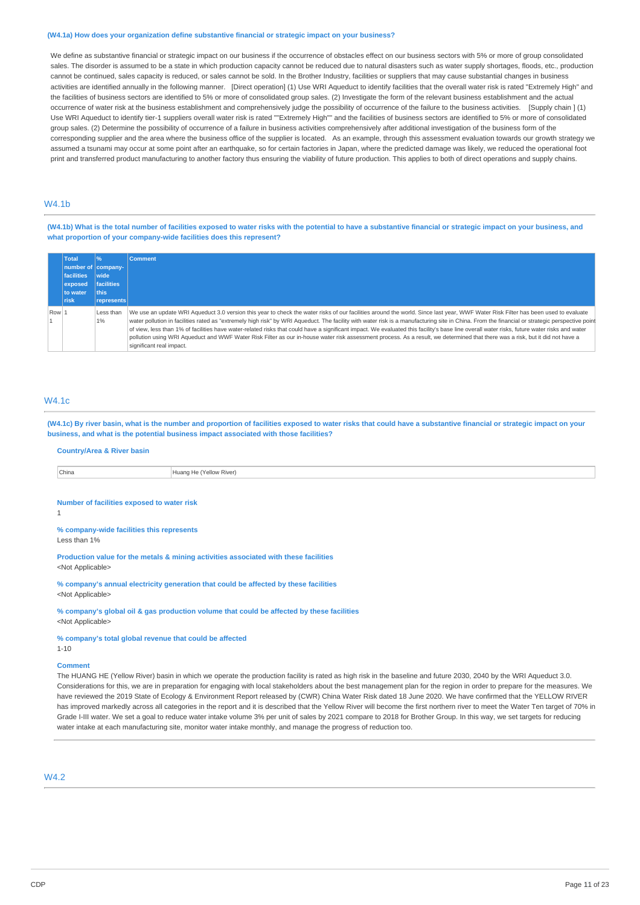**(W4.1a) How does your organization define substantive financial or strategic impact on your business?**

We define as substantive financial or strategic impact on our business if the occurrence of obstacles effect on our business sectors with 5% or more of group consolidated sales. The disorder is assumed to be a state in which production capacity cannot be reduced due to natural disasters such as water supply shortages, floods, etc., production cannot be continued, sales capacity is reduced, or sales cannot be sold. In the Brother Industry, facilities or suppliers that may cause substantial changes in business activities are identified annually in the following manner. [Direct operation] (1) Use WRI Aqueduct to identify facilities that the overall water risk is rated "Extremely High" and the facilities of business sectors are identified to 5% or more of consolidated group sales. (2) Investigate the form of the relevant business establishment and the actual occurrence of water risk at the business establishment and comprehensively judge the possibility of occurrence of the failure to the business activities. [Supply chain ] (1) Use WRI Aqueduct to identify tier-1 suppliers overall water risk is rated ""Extremely High"" and the facilities of business sectors are identified to 5% or more of consolidated group sales. (2) Determine the possibility of occurrence of a failure in business activities comprehensively after additional investigation of the business form of the corresponding supplier and the area where the business office of the supplier is located. As an example, through this assessment evaluation towards our growth strategy we assumed a tsunami may occur at some point after an earthquake, so for certain factories in Japan, where the predicted damage was likely, we reduced the operational foot print and transferred product manufacturing to another factory thus ensuring the viability of future production. This applies to both of direct operations and supply chains.

## W4.1b

**(W4.1b) What is the total number of facilities exposed to water risks with the potential to have a substantive financial or strategic impact on your business, and what proportion of your company-wide facilities does this represent?**

| | Total number of facilities exposed to water risk | % company-wide facilities this represents | Comment |
|---|---|---|---|
| Row 1 | 1 | Less than 1% | We use an update WRI Aqueduct 3.0 version this year to check the water risks of our facilities around the world. Since last year, WWF Water Risk Filter has been used to evaluate water pollution in facilities rated as "extremely high risk" by WRI Aqueduct. The facility with water risk is a manufacturing site in China. From the financial or strategic perspective point of view, less than 1% of facilities have water-related risks that could have a significant impact. We evaluated this facility's base line overall water risks, future water risks and water pollution using WRI Aqueduct and WWF Water Risk Filter as our in-house water risk assessment process. As a result, we determined that there was a risk, but it did not have a significant real impact. |

## W4.1c

**(W4.1c) By river basin, what is the number and proportion of facilities exposed to water risks that could have a substantive financial or strategic impact on your business, and what is the potential business impact associated with those facilities?**

**Country/Area & River basin**

| China | Huang He (Yellow River) |
|---|---|

**Number of facilities exposed to water risk**

1

**% company-wide facilities this represents**

Less than 1%

**Production value for the metals & mining activities associated with these facilities**

<Not Applicable>

**% company's annual electricity generation that could be affected by these facilities**

<Not Applicable>

**% company's global oil & gas production volume that could be affected by these facilities**

<Not Applicable>

**% company's total global revenue that could be affected**

1-10

**Comment**

The HUANG HE (Yellow River) basin in which we operate the production facility is rated as high risk in the baseline and future 2030, 2040 by the WRI Aqueduct 3.0. Considerations for this, we are in preparation for engaging with local stakeholders about the best management plan for the region in order to prepare for the measures. We have reviewed the 2019 State of Ecology & Environment Report released by (CWR) China Water Risk dated 18 June 2020. We have confirmed that the YELLOW RIVER has improved markedly across all categories in the report and it is described that the Yellow River will become the first northern river to meet the Water Ten target of 70% in Grade I-III water. We set a goal to reduce water intake volume 3% per unit of sales by 2021 compare to 2018 for Brother Group. In this way, we set targets for reducing water intake at each manufacturing site, monitor water intake monthly, and manage the progress of reduction too.

## W4.2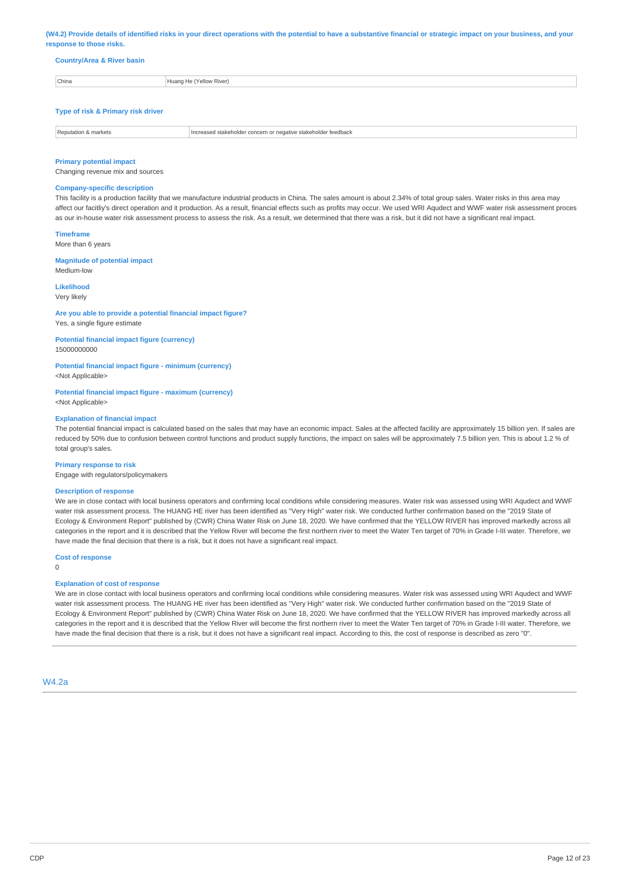**(W4.2) Provide details of identified risks in your direct operations with the potential to have a substantive financial or strategic impact on your business, and your response to those risks.**

**Country/Area & River basin**

| China | Huang He (Yellow River) |
|---|---|

**Type of risk & Primary risk driver**

| Reputation & markets | Increased stakeholder concern or negative stakeholder feedback |
|---|---|

**Primary potential impact**
Changing revenue mix and sources

**Company-specific description**
This facility is a production facility that we manufacture industrial products in China. The sales amount is about 2.34% of total group sales. Water risks in this area may affect our facitliy's direct operation and it production. As a result, financial effects such as profits may occur. We used WRI Aqudect and WWF water risk assessment proces as our in-house water risk assessment process to assess the risk. As a result, we determined that there was a risk, but it did not have a significant real impact.

**Timeframe**
More than 6 years

**Magnitude of potential impact**
Medium-low

**Likelihood**
Very likely

**Are you able to provide a potential financial impact figure?**
Yes, a single figure estimate

**Potential financial impact figure (currency)**
15000000000

**Potential financial impact figure - minimum (currency)**
<Not Applicable>

**Potential financial impact figure - maximum (currency)**
<Not Applicable>

**Explanation of financial impact**
The potential financial impact is calculated based on the sales that may have an economic impact. Sales at the affected facility are approximately 15 billion yen. If sales are reduced by 50% due to confusion between control functions and product supply functions, the impact on sales will be approximately 7.5 billion yen. This is about 1.2 % of total group's sales.

**Primary response to risk**
Engage with regulators/policymakers

**Description of response**
We are in close contact with local business operators and confirming local conditions while considering measures. Water risk was assessed using WRI Aqudect and WWF water risk assessment process. The HUANG HE river has been identified as "Very High" water risk. We conducted further confirmation based on the "2019 State of Ecology & Environment Report" published by (CWR) China Water Risk on June 18, 2020. We have confirmed that the YELLOW RIVER has improved markedly across all categories in the report and it is described that the Yellow River will become the first northern river to meet the Water Ten target of 70% in Grade I-III water. Therefore, we have made the final decision that there is a risk, but it does not have a significant real impact.

**Cost of response**
0

**Explanation of cost of response**
We are in close contact with local business operators and confirming local conditions while considering measures. Water risk was assessed using WRI Aqudect and WWF water risk assessment process. The HUANG HE river has been identified as "Very High" water risk. We conducted further confirmation based on the "2019 State of Ecology & Environment Report" published by (CWR) China Water Risk on June 18, 2020. We have confirmed that the YELLOW RIVER has improved markedly across all categories in the report and it is described that the Yellow River will become the first northern river to meet the Water Ten target of 70% in Grade I-III water. Therefore, we have made the final decision that there is a risk, but it does not have a significant real impact. According to this, the cost of response is described as zero "0".

## W4.2a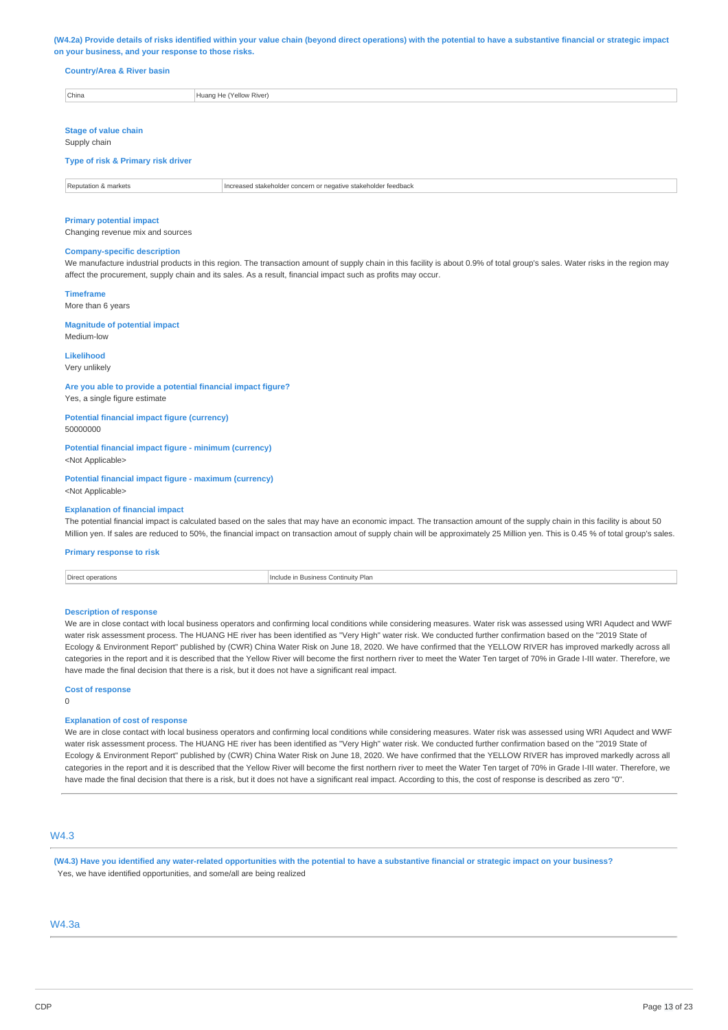**(W4.2a) Provide details of risks identified within your value chain (beyond direct operations) with the potential to have a substantive financial or strategic impact on your business, and your response to those risks.**

**Country/Area & River basin**

| China | Huang He (Yellow River) |
|---|---|

**Stage of value chain**

Supply chain

**Type of risk & Primary risk driver**

| Reputation & markets | Increased stakeholder concern or negative stakeholder feedback |
|---|---|

**Primary potential impact**

Changing revenue mix and sources

**Company-specific description**

We manufacture industrial products in this region. The transaction amount of supply chain in this facility is about 0.9% of total group's sales. Water risks in the region may affect the procurement, supply chain and its sales. As a result, financial impact such as profits may occur.

**Timeframe**

More than 6 years

**Magnitude of potential impact**

Medium-low

**Likelihood**

Very unlikely

**Are you able to provide a potential financial impact figure?**

Yes, a single figure estimate

**Potential financial impact figure (currency)**

50000000

**Potential financial impact figure - minimum (currency)**

<Not Applicable>

**Potential financial impact figure - maximum (currency)**

<Not Applicable>

**Explanation of financial impact**

The potential financial impact is calculated based on the sales that may have an economic impact. The transaction amount of the supply chain in this facility is about 50 Million yen. If sales are reduced to 50%, the financial impact on transaction amout of supply chain will be approximately 25 Million yen. This is 0.45 % of total group's sales.

**Primary response to risk**

| Direct operations | Include in Business Continuity Plan |
|---|---|

**Description of response**

We are in close contact with local business operators and confirming local conditions while considering measures. Water risk was assessed using WRI Aqudect and WWF water risk assessment process. The HUANG HE river has been identified as "Very High" water risk. We conducted further confirmation based on the "2019 State of Ecology & Environment Report" published by (CWR) China Water Risk on June 18, 2020. We have confirmed that the YELLOW RIVER has improved markedly across all categories in the report and it is described that the Yellow River will become the first northern river to meet the Water Ten target of 70% in Grade I-III water. Therefore, we have made the final decision that there is a risk, but it does not have a significant real impact.

**Cost of response**

0

**Explanation of cost of response**

We are in close contact with local business operators and confirming local conditions while considering measures. Water risk was assessed using WRI Aqudect and WWF water risk assessment process. The HUANG HE river has been identified as "Very High" water risk. We conducted further confirmation based on the "2019 State of Ecology & Environment Report" published by (CWR) China Water Risk on June 18, 2020. We have confirmed that the YELLOW RIVER has improved markedly across all categories in the report and it is described that the Yellow River will become the first northern river to meet the Water Ten target of 70% in Grade I-III water. Therefore, we have made the final decision that there is a risk, but it does not have a significant real impact. According to this, the cost of response is described as zero "0".

## W4.3

**(W4.3) Have you identified any water-related opportunities with the potential to have a substantive financial or strategic impact on your business?**

Yes, we have identified opportunities, and some/all are being realized

## W4.3a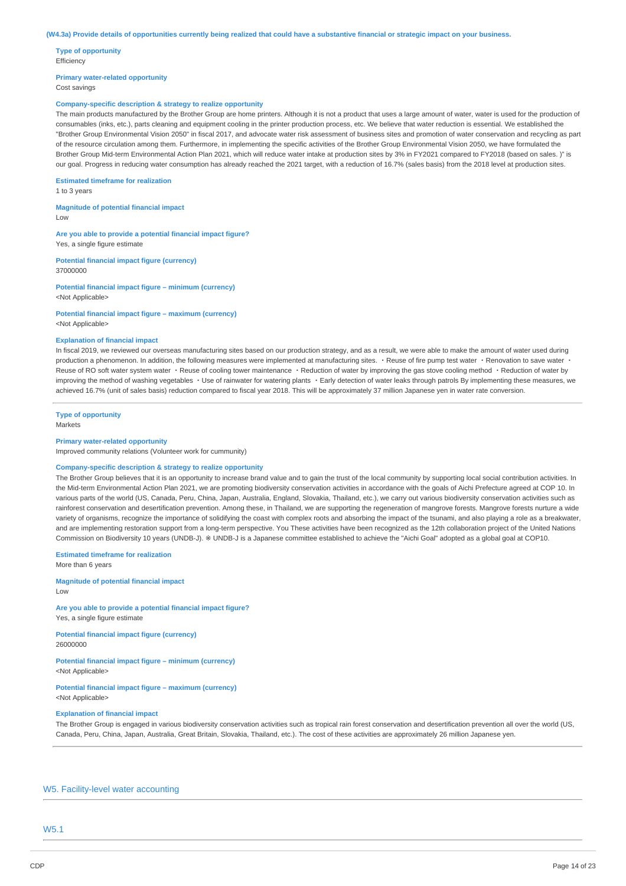**(W4.3a) Provide details of opportunities currently being realized that could have a substantive financial or strategic impact on your business.**

**Type of opportunity**
Efficiency

**Primary water-related opportunity**
Cost savings

**Company-specific description & strategy to realize opportunity**
The main products manufactured by the Brother Group are home printers. Although it is not a product that uses a large amount of water, water is used for the production of consumables (inks, etc.), parts cleaning and equipment cooling in the printer production process, etc. We believe that water reduction is essential. We established the "Brother Group Environmental Vision 2050" in fiscal 2017, and advocate water risk assessment of business sites and promotion of water conservation and recycling as part of the resource circulation among them. Furthermore, in implementing the specific activities of the Brother Group Environmental Vision 2050, we have formulated the Brother Group Mid-term Environmental Action Plan 2021, which will reduce water intake at production sites by 3% in FY2021 compared to FY2018 (based on sales. )" is our goal. Progress in reducing water consumption has already reached the 2021 target, with a reduction of 16.7% (sales basis) from the 2018 level at production sites.

**Estimated timeframe for realization**
1 to 3 years

**Magnitude of potential financial impact**
Low

**Are you able to provide a potential financial impact figure?**
Yes, a single figure estimate

**Potential financial impact figure (currency)**
37000000

**Potential financial impact figure – minimum (currency)**
<Not Applicable>

**Potential financial impact figure – maximum (currency)**
<Not Applicable>

**Explanation of financial impact**
In fiscal 2019, we reviewed our overseas manufacturing sites based on our production strategy, and as a result, we were able to make the amount of water used during production a phenomenon. In addition, the following measures were implemented at manufacturing sites. ・Reuse of fire pump test water ・Renovation to save water ・Reuse of RO soft water system water ・Reuse of cooling tower maintenance ・Reduction of water by improving the gas stove cooling method ・Reduction of water by improving the method of washing vegetables ・Use of rainwater for watering plants ・Early detection of water leaks through patrols By implementing these measures, we achieved 16.7% (unit of sales basis) reduction compared to fiscal year 2018. This will be approximately 37 million Japanese yen in water rate conversion.

---

**Type of opportunity**
Markets

**Primary water-related opportunity**
Improved community relations (Volunteer work for cummunity)

**Company-specific description & strategy to realize opportunity**
The Brother Group believes that it is an opportunity to increase brand value and to gain the trust of the local community by supporting local social contribution activities. In the Mid-term Environmental Action Plan 2021, we are promoting biodiversity conservation activities in accordance with the goals of Aichi Prefecture agreed at COP 10. In various parts of the world (US, Canada, Peru, China, Japan, Australia, England, Slovakia, Thailand, etc.), we carry out various biodiversity conservation activities such as rainforest conservation and desertification prevention. Among these, in Thailand, we are supporting the regeneration of mangrove forests. Mangrove forests nurture a wide variety of organisms, recognize the importance of solidifying the coast with complex roots and absorbing the impact of the tsunami, and also playing a role as a breakwater, and are implementing restoration support from a long-term perspective. You These activities have been recognized as the 12th collaboration project of the United Nations Commission on Biodiversity 10 years (UNDB-J). ※ UNDB-J is a Japanese committee established to achieve the "Aichi Goal" adopted as a global goal at COP10.

**Estimated timeframe for realization**
More than 6 years

**Magnitude of potential financial impact**
Low

**Are you able to provide a potential financial impact figure?**
Yes, a single figure estimate

**Potential financial impact figure (currency)**
26000000

**Potential financial impact figure – minimum (currency)**
<Not Applicable>

**Potential financial impact figure – maximum (currency)**
<Not Applicable>

**Explanation of financial impact**
The Brother Group is engaged in various biodiversity conservation activities such as tropical rain forest conservation and desertification prevention all over the world (US, Canada, Peru, China, Japan, Australia, Great Britain, Slovakia, Thailand, etc.). The cost of these activities are approximately 26 million Japanese yen.

## W5. Facility-level water accounting

### W5.1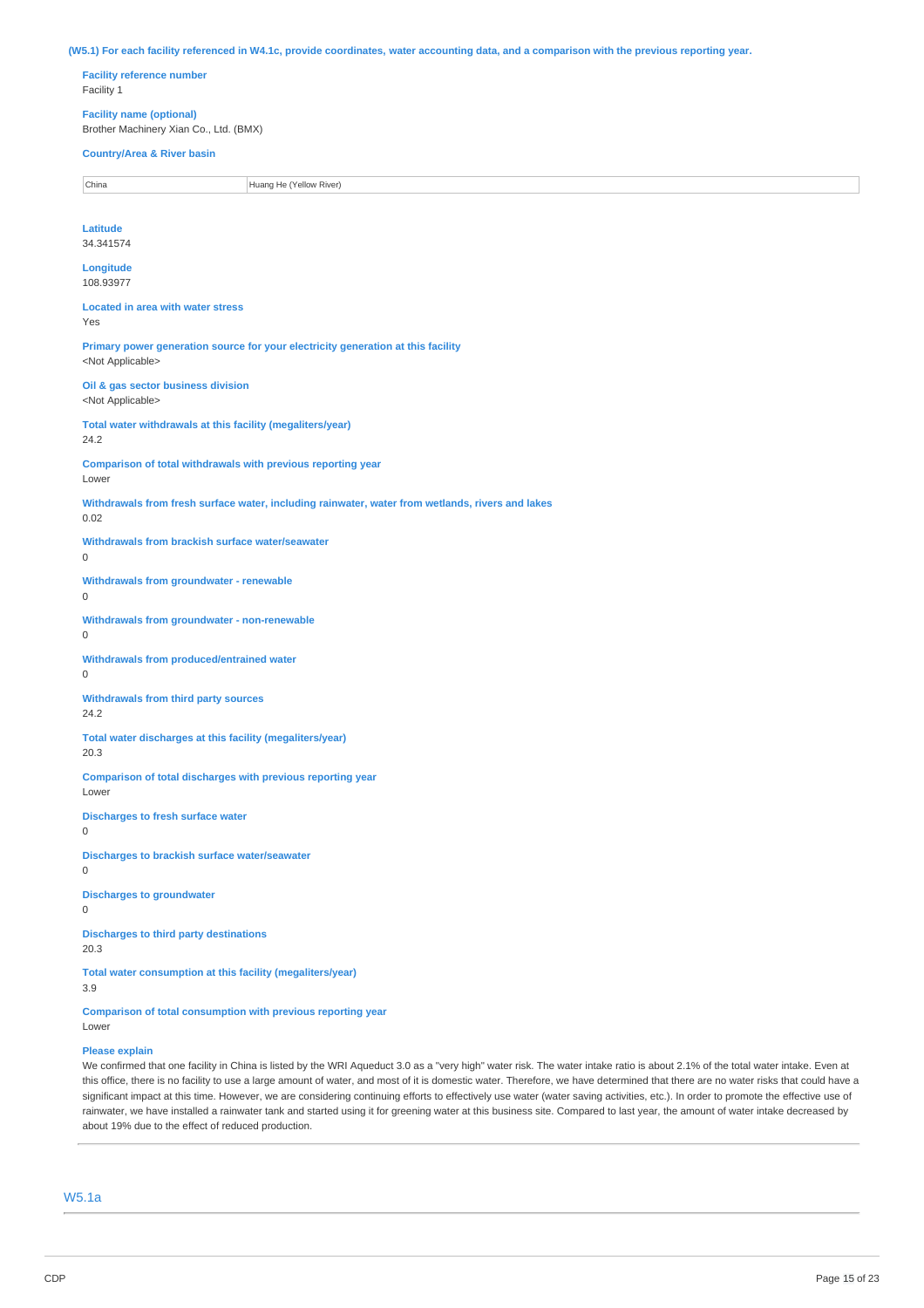**(W5.1) For each facility referenced in W4.1c, provide coordinates, water accounting data, and a comparison with the previous reporting year.**

**Facility reference number**
Facility 1

**Facility name (optional)**
Brother Machinery Xian Co., Ltd. (BMX)

**Country/Area & River basin**

| China | Huang He (Yellow River) |
|---|---|

**Latitude**
34.341574

**Longitude**
108.93977

**Located in area with water stress**
Yes

**Primary power generation source for your electricity generation at this facility**
<Not Applicable>

**Oil & gas sector business division**
<Not Applicable>

**Total water withdrawals at this facility (megaliters/year)**
24.2

**Comparison of total withdrawals with previous reporting year**
Lower

**Withdrawals from fresh surface water, including rainwater, water from wetlands, rivers and lakes**
0.02

**Withdrawals from brackish surface water/seawater**
0

**Withdrawals from groundwater - renewable**
0

**Withdrawals from groundwater - non-renewable**
0

**Withdrawals from produced/entrained water**
0

**Withdrawals from third party sources**
24.2

**Total water discharges at this facility (megaliters/year)**
20.3

**Comparison of total discharges with previous reporting year**
Lower

**Discharges to fresh surface water**
0

**Discharges to brackish surface water/seawater**
0

**Discharges to groundwater**
0

**Discharges to third party destinations**
20.3

**Total water consumption at this facility (megaliters/year)**
3.9

**Comparison of total consumption with previous reporting year**
Lower

**Please explain**
We confirmed that one facility in China is listed by the WRI Aqueduct 3.0 as a "very high" water risk. The water intake ratio is about 2.1% of the total water intake. Even at this office, there is no facility to use a large amount of water, and most of it is domestic water. Therefore, we have determined that there are no water risks that could have a significant impact at this time. However, we are considering continuing efforts to effectively use water (water saving activities, etc.). In order to promote the effective use of rainwater, we have installed a rainwater tank and started using it for greening water at this business site. Compared to last year, the amount of water intake decreased by about 19% due to the effect of reduced production.

## W5.1a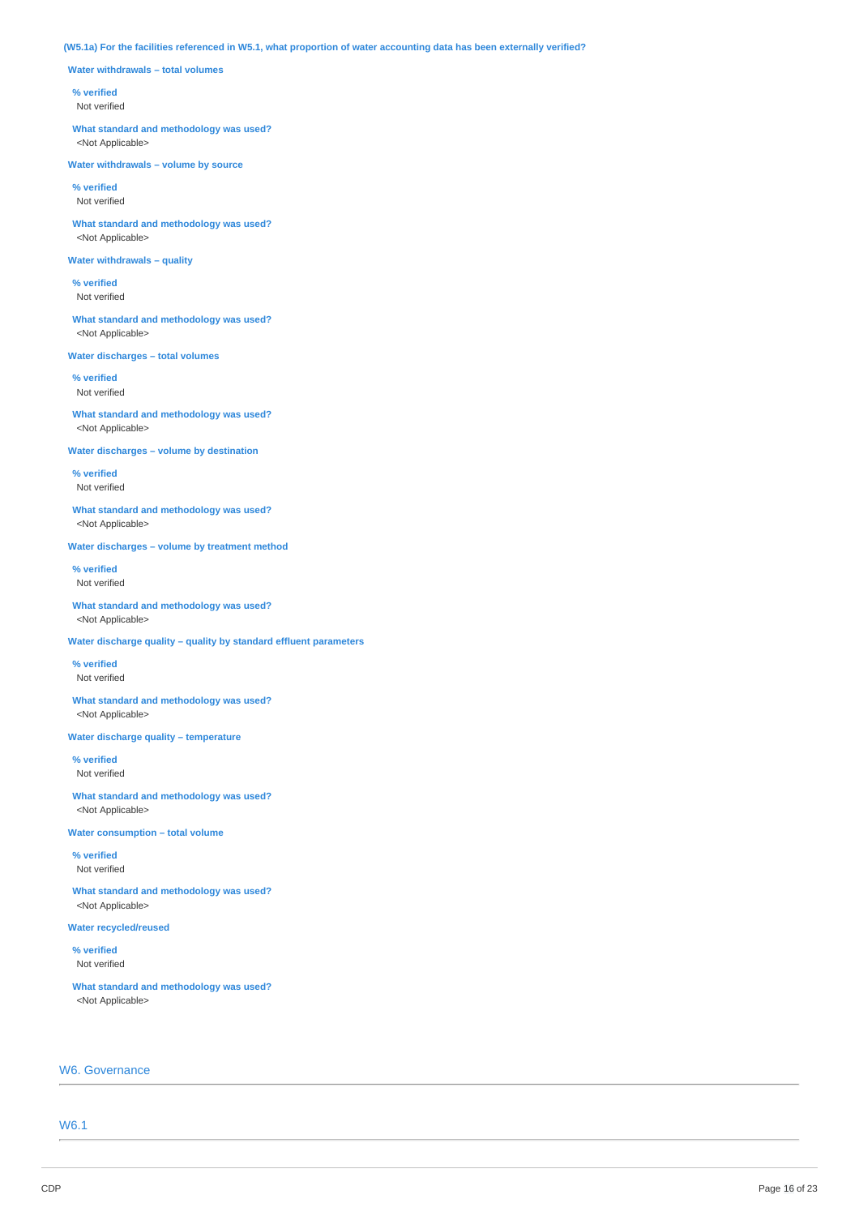**(W5.1a) For the facilities referenced in W5.1, what proportion of water accounting data has been externally verified?**

**Water withdrawals – total volumes**

**% verified**
Not verified

**What standard and methodology was used?**
<Not Applicable>

**Water withdrawals – volume by source**

**% verified**
Not verified

**What standard and methodology was used?**
<Not Applicable>

**Water withdrawals – quality**

**% verified**
Not verified

**What standard and methodology was used?**
<Not Applicable>

**Water discharges – total volumes**

**% verified**
Not verified

**What standard and methodology was used?**
<Not Applicable>

**Water discharges – volume by destination**

**% verified**
Not verified

**What standard and methodology was used?**
<Not Applicable>

**Water discharges – volume by treatment method**

**% verified**
Not verified

**What standard and methodology was used?**
<Not Applicable>

**Water discharge quality – quality by standard effluent parameters**

**% verified**
Not verified

**What standard and methodology was used?**
<Not Applicable>

**Water discharge quality – temperature**

**% verified**
Not verified

**What standard and methodology was used?**
<Not Applicable>

**Water consumption – total volume**

**% verified**
Not verified

**What standard and methodology was used?**
<Not Applicable>

**Water recycled/reused**

**% verified**
Not verified

**What standard and methodology was used?**
<Not Applicable>

## W6. Governance

## W6.1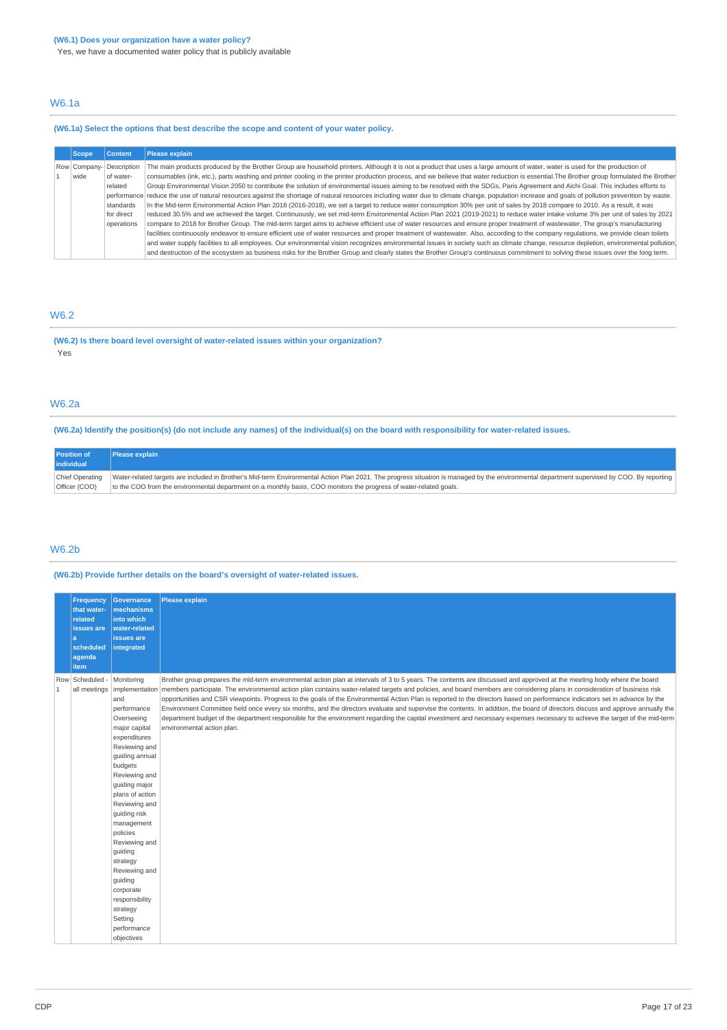**(W6.1) Does your organization have a water policy?**

Yes, we have a documented water policy that is publicly available

## W6.1a

**(W6.1a) Select the options that best describe the scope and content of your water policy.**

| | Scope | Content | Please explain |
|---|---|---|---|
| Row 1 | Company-wide | Description of water-related performance standards for direct operations | The main products produced by the Brother Group are household printers. Although it is not a product that uses a large amount of water, water is used for the production of consumables (ink, etc.), parts washing and printer cooling in the printer production process, and we believe that water reduction is essential.The Brother group formulated the Brother Group Environmental Vision 2050 to contribute the solution of environmental issues aiming to be resolved with the SDGs, Paris Agreement and Aichi Goal. This includes efforts to reduce the use of natural resources against the shortage of natural resources including water due to climate change, population increase and goals of pollution prevention by waste. In the Mid-term Environmental Action Plan 2018 (2016-2018), we set a target to reduce water consumption 30% per unit of sales by 2018 compare to 2010. As a result, it was reduced 30.5% and we achieved the target. Continuously, we set mid-term Environmental Action Plan 2021 (2019-2021) to reduce water intake volume 3% per unit of sales by 2021 compare to 2018 for Brother Group. The mid-term target aims to achieve efficient use of water resources and ensure proper treatment of wastewater. The group's manufacturing facilities continuously endeavor to ensure efficient use of water resources and proper treatment of wastewater. Also, according to the company regulations, we provide clean toilets and water supply facilities to all employees. Our environmental vision recognizes environmental issues in society such as climate change, resource depletion, environmental pollution, and destruction of the ecosystem as business risks for the Brother Group and clearly states the Brother Group's continuous commitment to solving these issues over the long term. |

## W6.2

**(W6.2) Is there board level oversight of water-related issues within your organization?**

Yes

## W6.2a

**(W6.2a) Identify the position(s) (do not include any names) of the individual(s) on the board with responsibility for water-related issues.**

| Position of individual | Please explain |
|---|---|
| Chief Operating Officer (COO) | Water-related targets are included in Brother's Mid-term Environmental Action Plan 2021. The progress situation is managed by the environmental department supervised by COO. By reporting to the COO from the environmental department on a monthly basis, COO monitors the progress of water-related goals. |

## W6.2b

**(W6.2b) Provide further details on the board's oversight of water-related issues.**

| | Frequency that water-related issues are a scheduled agenda item | Governance mechanisms into which water-related issues are integrated | Please explain |
|---|---|---|---|
| Row 1 | Scheduled - all meetings | Monitoring implementation and performance<br>Overseeing major capital expenditures<br>Reviewing and guiding annual budgets<br>Reviewing and guiding major plans of action<br>Reviewing and guiding risk management policies<br>Reviewing and guiding strategy<br>Reviewing and guiding corporate responsibility strategy<br>Setting performance objectives | Brother group prepares the mid-term environmental action plan at intervals of 3 to 5 years. The contents are discussed and approved at the meeting body where the board members participate. The environmental action plan contains water-related targets and policies, and board members are considering plans in consideration of business risk opportunities and CSR viewpoints. Progress to the goals of the Environmental Action Plan is reported to the directors based on performance indicators set in advance by the Environment Committee held once every six months, and the directors evaluate and supervise the contents. In addition, the board of directors discuss and approve annually the department budget of the department responsible for the environment regarding the capital investment and necessary expenses necessary to achieve the target of the mid-term environmental action plan. |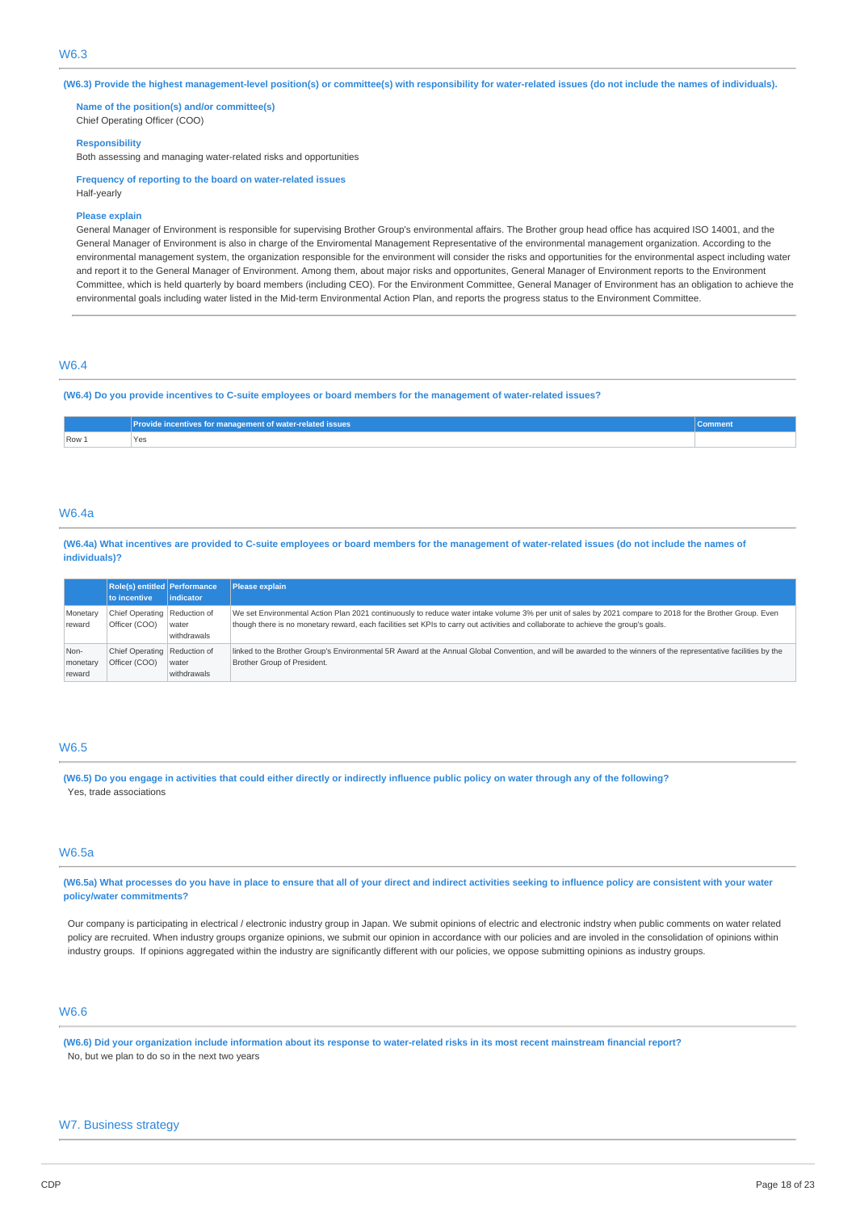## W6.3

**(W6.3) Provide the highest management-level position(s) or committee(s) with responsibility for water-related issues (do not include the names of individuals).**

**Name of the position(s) and/or committee(s)**
Chief Operating Officer (COO)

**Responsibility**
Both assessing and managing water-related risks and opportunities

**Frequency of reporting to the board on water-related issues**
Half-yearly

**Please explain**
General Manager of Environment is responsible for supervising Brother Group's environmental affairs. The Brother group head office has acquired ISO 14001, and the General Manager of Environment is also in charge of the Enviromental Management Representative of the environmental management organization. According to the environmental management system, the organization responsible for the environment will consider the risks and opportunities for the environmental aspect including water and report it to the General Manager of Environment. Among them, about major risks and opportunites, General Manager of Environment reports to the Environment Committee, which is held quarterly by board members (including CEO). For the Environment Committee, General Manager of Environment has an obligation to achieve the environmental goals including water listed in the Mid-term Environmental Action Plan, and reports the progress status to the Environment Committee.

## W6.4

**(W6.4) Do you provide incentives to C-suite employees or board members for the management of water-related issues?**

| | Provide incentives for management of water-related issues | Comment |
|---|---|---|
| Row 1 | Yes | |

## W6.4a

**(W6.4a) What incentives are provided to C-suite employees or board members for the management of water-related issues (do not include the names of individuals)?**

| | Role(s) entitled to incentive | Performance indicator | Please explain |
|---|---|---|---|
| Monetary reward | Chief Operating Officer (COO) | Reduction of water withdrawals | We set Environmental Action Plan 2021 continuously to reduce water intake volume 3% per unit of sales by 2021 compare to 2018 for the Brother Group. Even though there is no monetary reward, each facilities set KPIs to carry out activities and collaborate to achieve the group's goals. |
| Non-monetary reward | Chief Operating Officer (COO) | Reduction of water withdrawals | linked to the Brother Group's Environmental 5R Award at the Annual Global Convention, and will be awarded to the winners of the representative facilities by the Brother Group of President. |

## W6.5

**(W6.5) Do you engage in activities that could either directly or indirectly influence public policy on water through any of the following?**
Yes, trade associations

## W6.5a

**(W6.5a) What processes do you have in place to ensure that all of your direct and indirect activities seeking to influence policy are consistent with your water policy/water commitments?**

Our company is participating in electrical / electronic industry group in Japan. We submit opinions of electric and electronic indstry when public comments on water related policy are recruited. When industry groups organize opinions, we submit our opinion in accordance with our policies and are involed in the consolidation of opinions within industry groups. If opinions aggregated within the industry are significantly different with our policies, we oppose submitting opinions as industry groups.

## W6.6

**(W6.6) Did your organization include information about its response to water-related risks in its most recent mainstream financial report?**
No, but we plan to do so in the next two years

## W7. Business strategy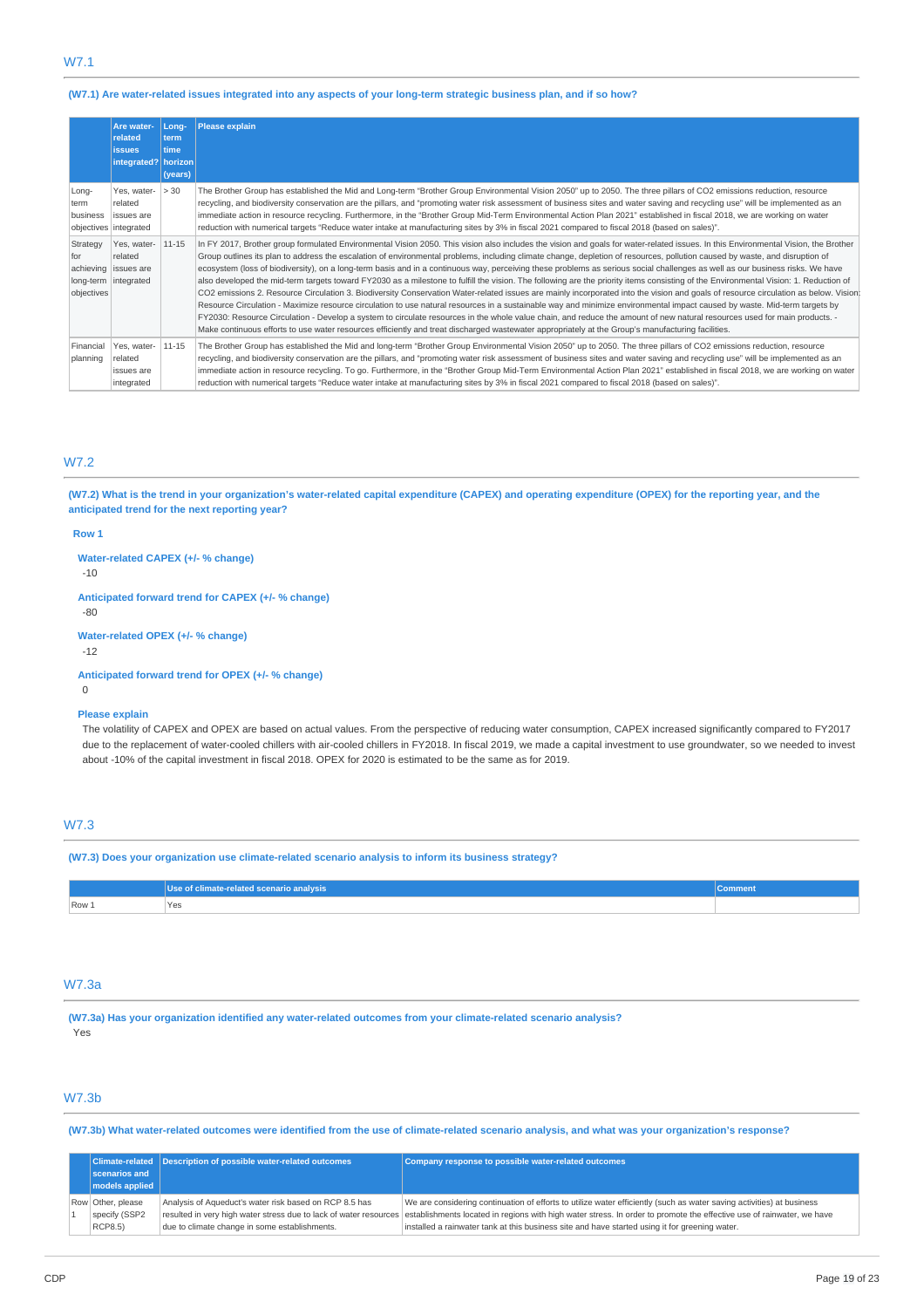## W7.1

**(W7.1) Are water-related issues integrated into any aspects of your long-term strategic business plan, and if so how?**

| | Are water-related issues integrated? | Long-term time horizon (years) | Please explain |
|---|---|---|---|
| Long-term business objectives | Yes, water-related issues are integrated | > 30 | The Brother Group has established the Mid and Long-term "Brother Group Environmental Vision 2050" up to 2050. The three pillars of CO2 emissions reduction, resource recycling, and biodiversity conservation are the pillars, and "promoting water risk assessment of business sites and water saving and recycling use" will be implemented as an immediate action in resource recycling. Furthermore, in the "Brother Group Mid-Term Environmental Action Plan 2021" established in fiscal 2018, we are working on water reduction with numerical targets "Reduce water intake at manufacturing sites by 3% in fiscal 2021 compared to fiscal 2018 (based on sales)". |
| Strategy for achieving long-term objectives | Yes, water-related issues are integrated | 11-15 | In FY 2017, Brother group formulated Environmental Vision 2050. This vision also includes the vision and goals for water-related issues. In this Environmental Vision, the Brother Group outlines its plan to address the escalation of environmental problems, including climate change, depletion of resources, pollution caused by waste, and disruption of ecosystem (loss of biodiversity), on a long-term basis and in a continuous way, perceiving these problems as serious social challenges as well as our business risks. We have also developed the mid-term targets toward FY2030 as a milestone to fulfill the vision. The following are the priority items consisting of the Environmental Vision: 1. Reduction of CO2 emissions 2. Resource Circulation 3. Biodiversity Conservation Water-related issues are mainly incorporated into the vision and goals of resource circulation as below. Vision: Resource Circulation - Maximize resource circulation to use natural resources in a sustainable way and minimize environmental impact caused by waste. Mid-term targets by FY2030: Resource Circulation - Develop a system to circulate resources in the whole value chain, and reduce the amount of new natural resources used for main products. - Make continuous efforts to use water resources efficiently and treat discharged wastewater appropriately at the Group's manufacturing facilities. |
| Financial planning | Yes, water-related issues are integrated | 11-15 | The Brother Group has established the Mid and long-term "Brother Group Environmental Vision 2050" up to 2050. The three pillars of CO2 emissions reduction, resource recycling, and biodiversity conservation are the pillars, and "promoting water risk assessment of business sites and water saving and recycling use" will be implemented as an immediate action in resource recycling. To go. Furthermore, in the "Brother Group Mid-Term Environmental Action Plan 2021" established in fiscal 2018, we are working on water reduction with numerical targets "Reduce water intake at manufacturing sites by 3% in fiscal 2021 compared to fiscal 2018 (based on sales)". |

## W7.2

**(W7.2) What is the trend in your organization's water-related capital expenditure (CAPEX) and operating expenditure (OPEX) for the reporting year, and the anticipated trend for the next reporting year?**

**Row 1**

**Water-related CAPEX (+/- % change)**

-10

**Anticipated forward trend for CAPEX (+/- % change)**

-80

**Water-related OPEX (+/- % change)**

-12

**Anticipated forward trend for OPEX (+/- % change)**

0

**Please explain**

The volatility of CAPEX and OPEX are based on actual values. From the perspective of reducing water consumption, CAPEX increased significantly compared to FY2017 due to the replacement of water-cooled chillers with air-cooled chillers in FY2018. In fiscal 2019, we made a capital investment to use groundwater, so we needed to invest about -10% of the capital investment in fiscal 2018. OPEX for 2020 is estimated to be the same as for 2019.

## W7.3

**(W7.3) Does your organization use climate-related scenario analysis to inform its business strategy?**

| | Use of climate-related scenario analysis | Comment |
|---|---|---|
| Row 1 | Yes | |

## W7.3a

**(W7.3a) Has your organization identified any water-related outcomes from your climate-related scenario analysis?**

Yes

## W7.3b

**(W7.3b) What water-related outcomes were identified from the use of climate-related scenario analysis, and what was your organization's response?**

| | Climate-related scenarios and models applied | Description of possible water-related outcomes | Company response to possible water-related outcomes |
|---|---|---|---|
| Row 1 | Other, please specify (SSP2 RCP8.5) | Analysis of Aqueduct's water risk based on RCP 8.5 has resulted in very high water stress due to lack of water resources due to climate change in some establishments. | We are considering continuation of efforts to utilize water efficiently (such as water saving activities) at business establishments located in regions with high water stress. In order to promote the effective use of rainwater, we have installed a rainwater tank at this business site and have started using it for greening water. |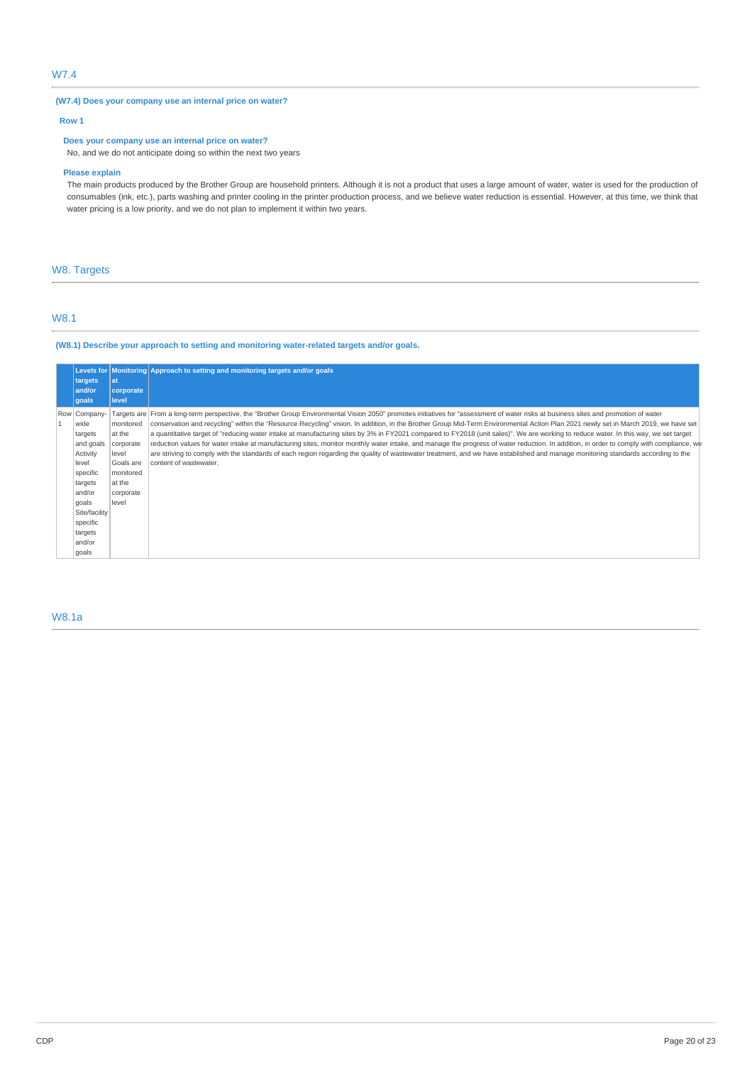## W7.4

**(W7.4) Does your company use an internal price on water?**

**Row 1**

**Does your company use an internal price on water?**

No, and we do not anticipate doing so within the next two years

**Please explain**

The main products produced by the Brother Group are household printers. Although it is not a product that uses a large amount of water, water is used for the production of consumables (ink, etc.), parts washing and printer cooling in the printer production process, and we believe water reduction is essential. However, at this time, we think that water pricing is a low priority, and we do not plan to implement it within two years.

# W8. Targets

## W8.1

**(W8.1) Describe your approach to setting and monitoring water-related targets and/or goals.**

| | Levels for targets and/or goals | Monitoring at corporate level | Approach to setting and monitoring targets and/or goals |
|---|---|---|---|
| Row 1 | Company-wide targets and goals<br>Activity level specific targets and/or goals<br>Site/facility specific targets and/or goals | Targets are monitored at the corporate level<br>Goals are monitored at the corporate level | From a long-term perspective, the "Brother Group Environmental Vision 2050" promotes initiatives for "assessment of water risks at business sites and promotion of water conservation and recycling" within the "Resource Recycling" vision. In addition, in the Brother Group Mid-Term Environmental Action Plan 2021 newly set in March 2019, we have set a quantitative target of "reducing water intake at manufacturing sites by 3% in FY2021 compared to FY2018 (unit sales)". We are working to reduce water. In this way, we set target reduction values for water intake at manufacturing sites, monitor monthly water intake, and manage the progress of water reduction. In addition, in order to comply with compliance, we are striving to comply with the standards of each region regarding the quality of wastewater treatment, and we have established and manage monitoring standards according to the content of wastewater. |

## W8.1a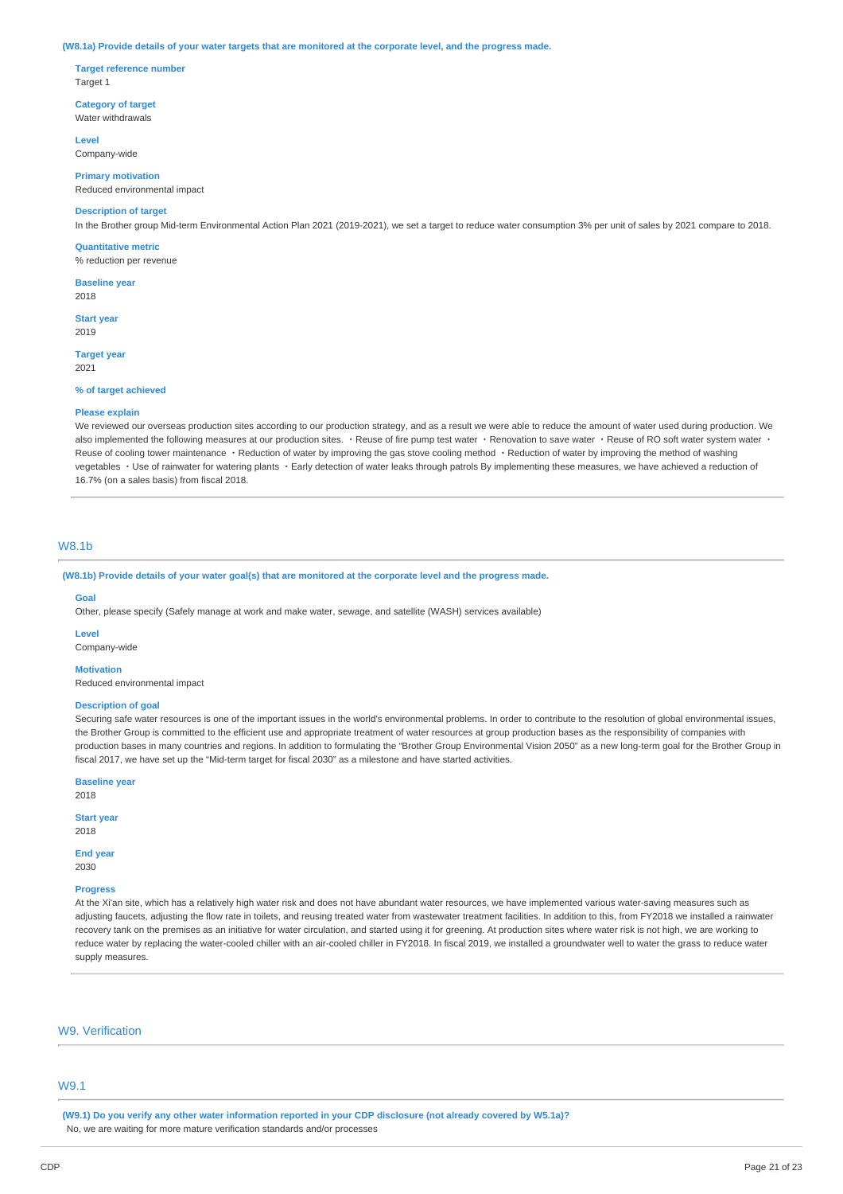(W8.1a) Provide details of your water targets that are monitored at the corporate level, and the progress made.

**Target reference number**
Target 1

**Category of target**
Water withdrawals

**Level**
Company-wide

**Primary motivation**
Reduced environmental impact

**Description of target**
In the Brother group Mid-term Environmental Action Plan 2021 (2019-2021), we set a target to reduce water consumption 3% per unit of sales by 2021 compare to 2018.

**Quantitative metric**
% reduction per revenue

**Baseline year**
2018

**Start year**
2019

**Target year**
2021

**% of target achieved**

**Please explain**
We reviewed our overseas production sites according to our production strategy, and as a result we were able to reduce the amount of water used during production. We also implemented the following measures at our production sites. ・Reuse of fire pump test water ・Renovation to save water ・Reuse of RO soft water system water ・Reuse of cooling tower maintenance ・Reduction of water by improving the gas stove cooling method ・Reduction of water by improving the method of washing vegetables ・Use of rainwater for watering plants ・Early detection of water leaks through patrols By implementing these measures, we have achieved a reduction of 16.7% (on a sales basis) from fiscal 2018.

## W8.1b

(W8.1b) Provide details of your water goal(s) that are monitored at the corporate level and the progress made.

**Goal**
Other, please specify (Safely manage at work and make water, sewage, and satellite (WASH) services available)

**Level**
Company-wide

**Motivation**
Reduced environmental impact

**Description of goal**
Securing safe water resources is one of the important issues in the world's environmental problems. In order to contribute to the resolution of global environmental issues, the Brother Group is committed to the efficient use and appropriate treatment of water resources at group production bases as the responsibility of companies with production bases in many countries and regions. In addition to formulating the "Brother Group Environmental Vision 2050" as a new long-term goal for the Brother Group in fiscal 2017, we have set up the "Mid-term target for fiscal 2030" as a milestone and have started activities.

**Baseline year**
2018

**Start year**
2018

**End year**
2030

**Progress**
At the Xi'an site, which has a relatively high water risk and does not have abundant water resources, we have implemented various water-saving measures such as adjusting faucets, adjusting the flow rate in toilets, and reusing treated water from wastewater treatment facilities. In addition to this, from FY2018 we installed a rainwater recovery tank on the premises as an initiative for water circulation, and started using it for greening. At production sites where water risk is not high, we are working to reduce water by replacing the water-cooled chiller with an air-cooled chiller in FY2018. In fiscal 2019, we installed a groundwater well to water the grass to reduce water supply measures.

# W9. Verification

## W9.1

(W9.1) Do you verify any other water information reported in your CDP disclosure (not already covered by W5.1a)?
No, we are waiting for more mature verification standards and/or processes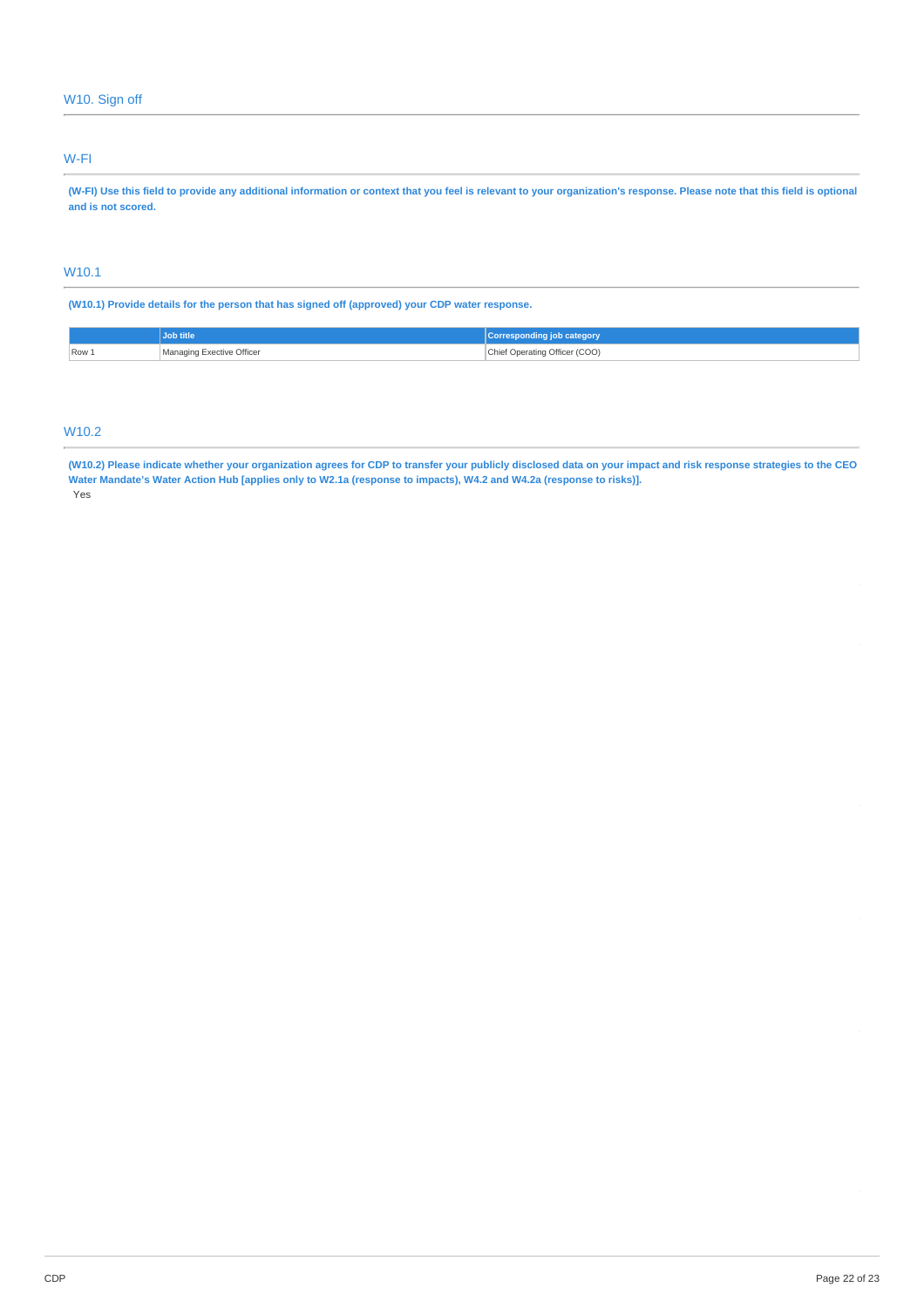## W10. Sign off

### W-FI

**(W-FI) Use this field to provide any additional information or context that you feel is relevant to your organization's response. Please note that this field is optional and is not scored.**

### W10.1

**(W10.1) Provide details for the person that has signed off (approved) your CDP water response.**

| | Job title | Corresponding job category |
|---|---|---|
| Row 1 | Managing Exective Officer | Chief Operating Officer (COO) |

### W10.2

**(W10.2) Please indicate whether your organization agrees for CDP to transfer your publicly disclosed data on your impact and risk response strategies to the CEO Water Mandate's Water Action Hub [applies only to W2.1a (response to impacts), W4.2 and W4.2a (response to risks)].**

Yes